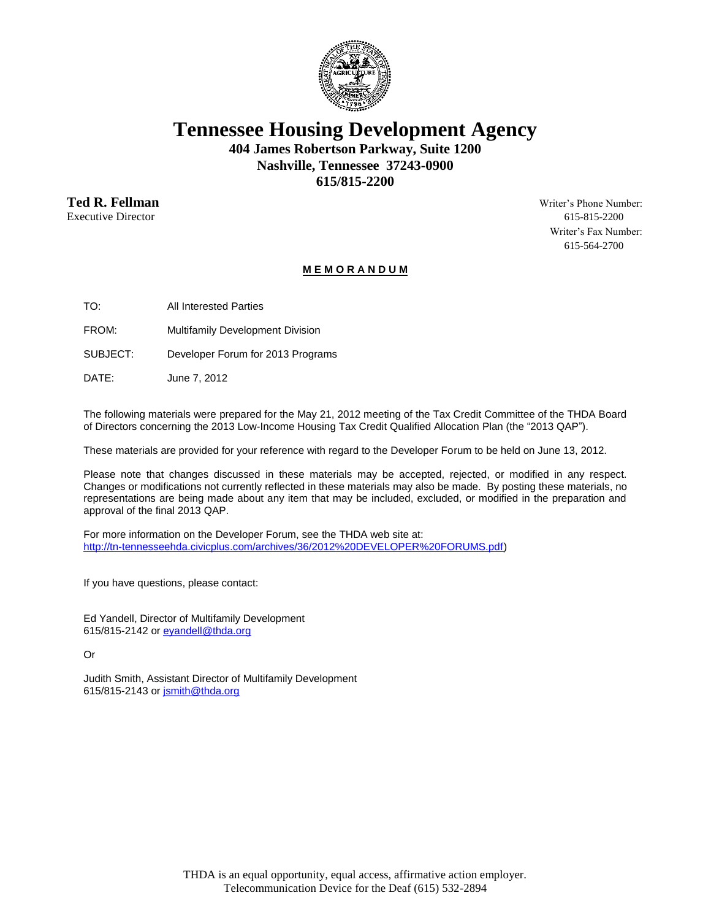# Tennessee Housing Development Agency

**404 James Robertson Parkway, Suite 1200**
**Nashville, Tennessee 37243-0900**
**615/815-2200**

**Ted R. Fellman**
Executive Director

Writer's Phone Number:
615-815-2200
Writer's Fax Number:
615-564-2700

**MEMORANDUM**

TO: All Interested Parties

FROM: Multifamily Development Division

SUBJECT: Developer Forum for 2013 Programs

DATE: June 7, 2012

The following materials were prepared for the May 21, 2012 meeting of the Tax Credit Committee of the THDA Board of Directors concerning the 2013 Low-Income Housing Tax Credit Qualified Allocation Plan (the "2013 QAP").

These materials are provided for your reference with regard to the Developer Forum to be held on June 13, 2012.

Please note that changes discussed in these materials may be accepted, rejected, or modified in any respect. Changes or modifications not currently reflected in these materials may also be made. By posting these materials, no representations are being made about any item that may be included, excluded, or modified in the preparation and approval of the final 2013 QAP.

For more information on the Developer Forum, see the THDA web site at:
http://tn-tennesseehda.civicplus.com/archives/36/2012%20DEVELOPER%20FORUMS.pdf)

If you have questions, please contact:

Ed Yandell, Director of Multifamily Development
615/815-2142 or eyandell@thda.org

Or

Judith Smith, Assistant Director of Multifamily Development
615/815-2143 or jsmith@thda.org

THDA is an equal opportunity, equal access, affirmative action employer.
Telecommunication Device for the Deaf (615) 532-2894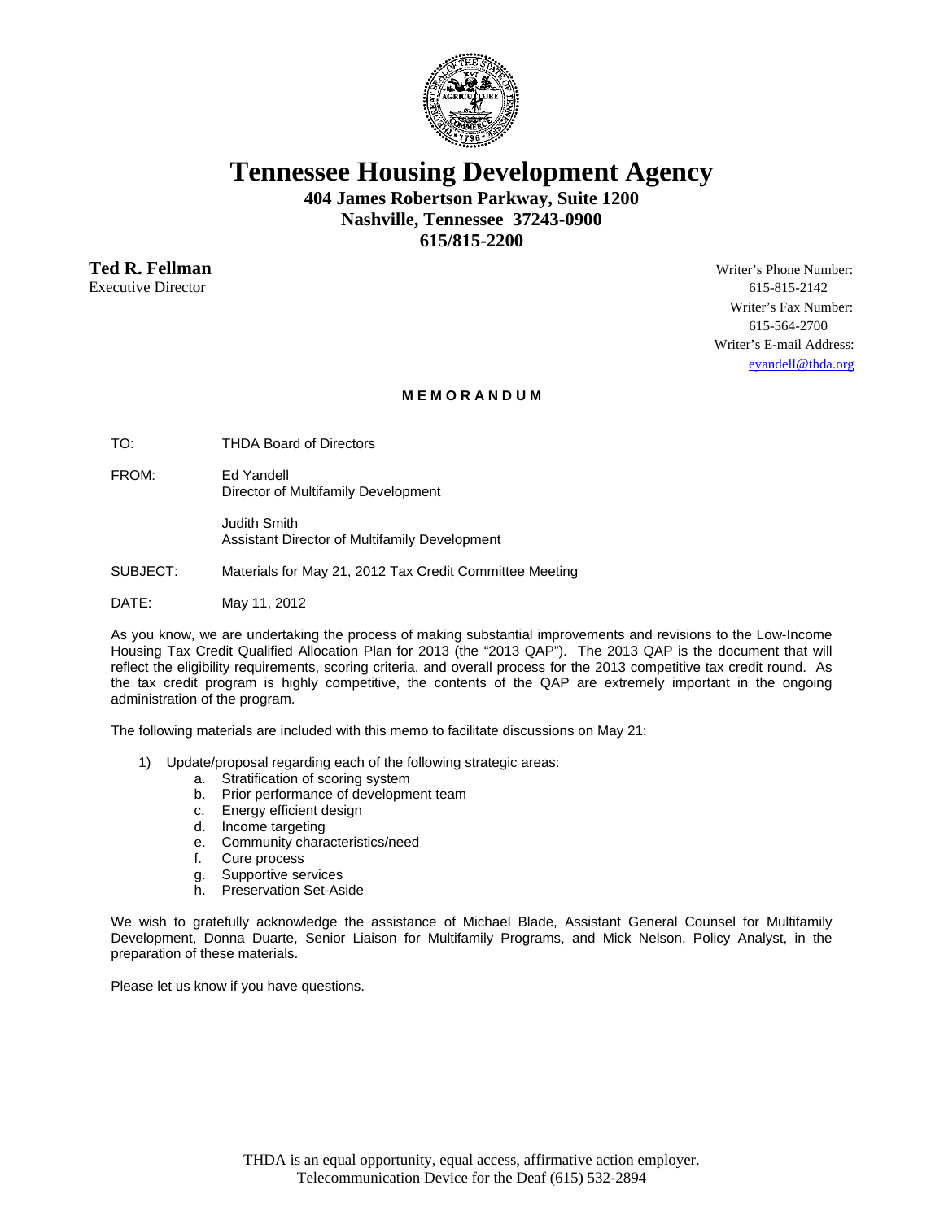# Tennessee Housing Development Agency

**404 James Robertson Parkway, Suite 1200**
**Nashville, Tennessee 37243-0900**
**615/815-2200**

**Ted R. Fellman**
Executive Director

Writer's Phone Number:
615-815-2142
Writer's Fax Number:
615-564-2700
Writer's E-mail Address:
eyandell@thda.org

**MEMORANDUM**

TO: THDA Board of Directors

FROM: Ed Yandell
Director of Multifamily Development

Judith Smith
Assistant Director of Multifamily Development

SUBJECT: Materials for May 21, 2012 Tax Credit Committee Meeting

DATE: May 11, 2012

As you know, we are undertaking the process of making substantial improvements and revisions to the Low-Income Housing Tax Credit Qualified Allocation Plan for 2013 (the "2013 QAP"). The 2013 QAP is the document that will reflect the eligibility requirements, scoring criteria, and overall process for the 2013 competitive tax credit round. As the tax credit program is highly competitive, the contents of the QAP are extremely important in the ongoing administration of the program.

The following materials are included with this memo to facilitate discussions on May 21:

1) Update/proposal regarding each of the following strategic areas:
    a. Stratification of scoring system
    b. Prior performance of development team
    c. Energy efficient design
    d. Income targeting
    e. Community characteristics/need
    f. Cure process
    g. Supportive services
    h. Preservation Set-Aside

We wish to gratefully acknowledge the assistance of Michael Blade, Assistant General Counsel for Multifamily Development, Donna Duarte, Senior Liaison for Multifamily Programs, and Mick Nelson, Policy Analyst, in the preparation of these materials.

Please let us know if you have questions.

THDA is an equal opportunity, equal access, affirmative action employer.
Telecommunication Device for the Deaf (615) 532-2894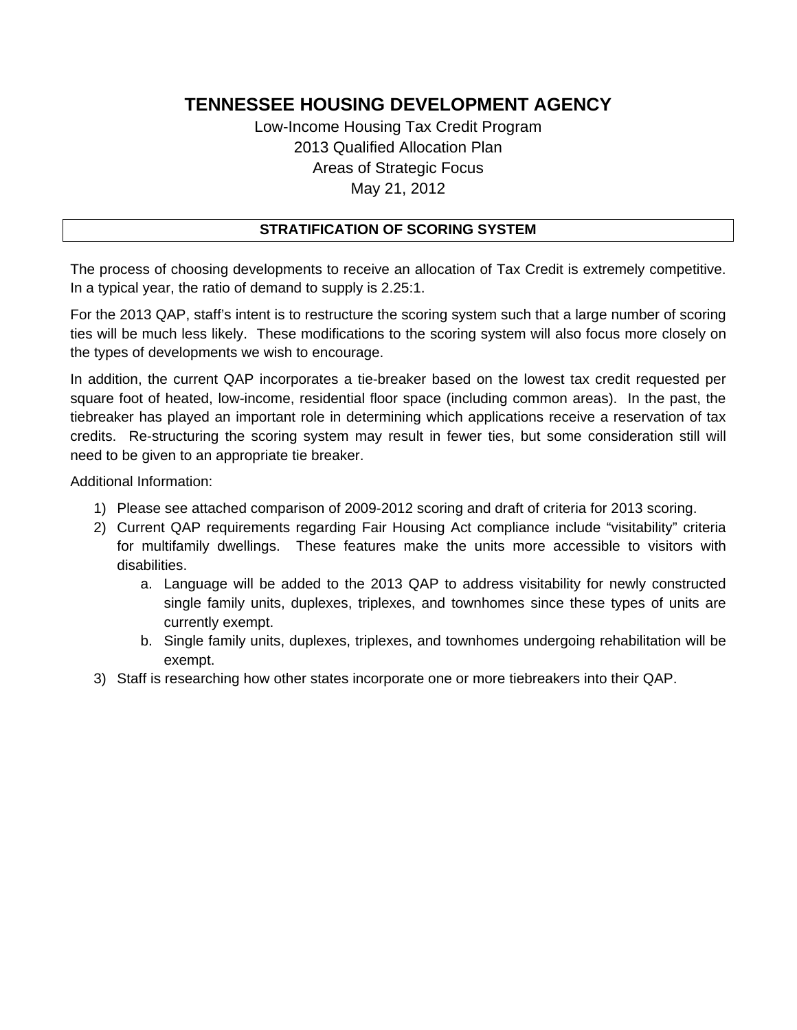# TENNESSEE HOUSING DEVELOPMENT AGENCY

Low-Income Housing Tax Credit Program
2013 Qualified Allocation Plan
Areas of Strategic Focus
May 21, 2012

## STRATIFICATION OF SCORING SYSTEM

The process of choosing developments to receive an allocation of Tax Credit is extremely competitive. In a typical year, the ratio of demand to supply is 2.25:1.

For the 2013 QAP, staff's intent is to restructure the scoring system such that a large number of scoring ties will be much less likely. These modifications to the scoring system will also focus more closely on the types of developments we wish to encourage.

In addition, the current QAP incorporates a tie-breaker based on the lowest tax credit requested per square foot of heated, low-income, residential floor space (including common areas). In the past, the tiebreaker has played an important role in determining which applications receive a reservation of tax credits. Re-structuring the scoring system may result in fewer ties, but some consideration still will need to be given to an appropriate tie breaker.

Additional Information:

1) Please see attached comparison of 2009-2012 scoring and draft of criteria for 2013 scoring.
2) Current QAP requirements regarding Fair Housing Act compliance include "visitability" criteria for multifamily dwellings. These features make the units more accessible to visitors with disabilities.
    a. Language will be added to the 2013 QAP to address visitability for newly constructed single family units, duplexes, triplexes, and townhomes since these types of units are currently exempt.
    b. Single family units, duplexes, triplexes, and townhomes undergoing rehabilitation will be exempt.
3) Staff is researching how other states incorporate one or more tiebreakers into their QAP.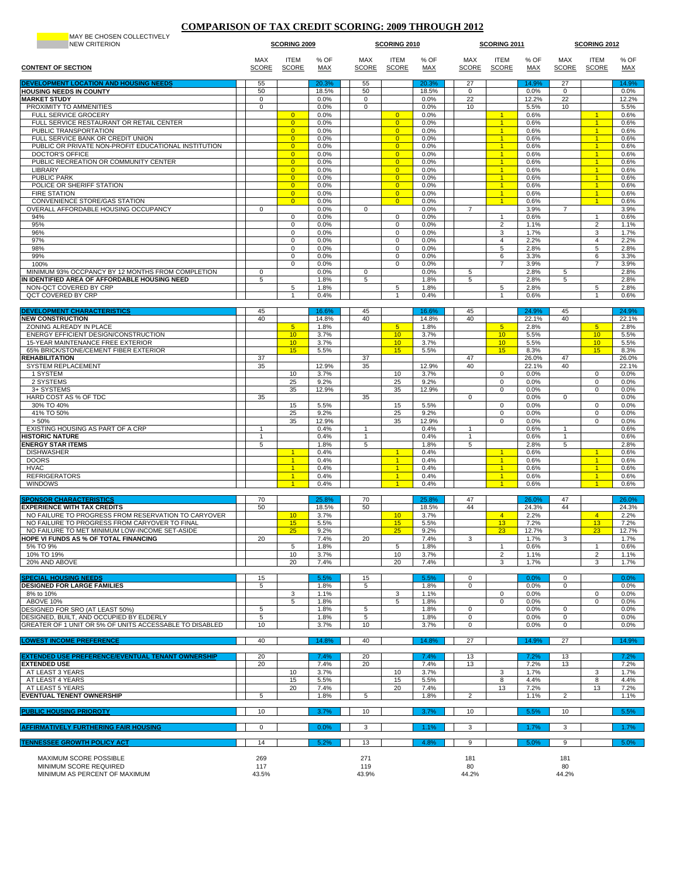# COMPARISON OF TAX CREDIT SCORING: 2009 THROUGH 2012

MAY BE CHOSEN COLLECTIVELY
NEW CRITERION

| CONTENT OF SECTION | SCORING 2009 MAX SCORE | SCORING 2009 ITEM SCORE | SCORING 2009 % OF MAX | SCORING 2010 MAX SCORE | SCORING 2010 ITEM SCORE | SCORING 2010 % OF MAX | SCORING 2011 MAX SCORE | SCORING 2011 ITEM SCORE | SCORING 2011 % OF MAX | SCORING 2012 MAX SCORE | SCORING 2012 ITEM SCORE | SCORING 2012 % OF MAX |
|---|---|---|---|---|---|---|---|---|---|---|---|---|
| **DEVELOPMENT LOCATION AND HOUSING NEEDS** | 55 | | 20.3% | 55 | | 20.3% | 27 | | 14.9% | 27 | | 14.9% |
| **HOUSING NEEDS IN COUNTY** | 50 | | 18.5% | 50 | | 18.5% | 0 | | 0.0% | 0 | | 0.0% |
| **MARKET STUDY** | 0 | | 0.0% | 0 | | 0.0% | 22 | | 12.2% | 22 | | 12.2% |
| PROXIMITY TO AMMENITIES | 0 | | 0.0% | 0 | | 0.0% | 10 | | 5.5% | 10 | | 5.5% |
| FULL SERVICE GROCERY | | 0 | 0.0% | | 0 | 0.0% | | 1 | 0.6% | | 1 | 0.6% |
| FULL SERVICE RESTAURANT OR RETAIL CENTER | | 0 | 0.0% | | 0 | 0.0% | | 1 | 0.6% | | 1 | 0.6% |
| PUBLIC TRANSPORTATION | | 0 | 0.0% | | 0 | 0.0% | | 1 | 0.6% | | 1 | 0.6% |
| FULL SERVICE BANK OR CREDIT UNION | | 0 | 0.0% | | 0 | 0.0% | | 1 | 0.6% | | 1 | 0.6% |
| PUBLIC OR PRIVATE NON-PROFIT EDUCATIONAL INSTITUTION | | 0 | 0.0% | | 0 | 0.0% | | 1 | 0.6% | | 1 | 0.6% |
| DOCTOR'S OFFICE | | 0 | 0.0% | | 0 | 0.0% | | 1 | 0.6% | | 1 | 0.6% |
| PUBLIC RECREATION OR COMMUNITY CENTER | | 0 | 0.0% | | 0 | 0.0% | | 1 | 0.6% | | 1 | 0.6% |
| LIBRARY | | 0 | 0.0% | | 0 | 0.0% | | 1 | 0.6% | | 1 | 0.6% |
| PUBLIC PARK | | 0 | 0.0% | | 0 | 0.0% | | 1 | 0.6% | | 1 | 0.6% |
| POLICE OR SHERIFF STATION | | 0 | 0.0% | | 0 | 0.0% | | 1 | 0.6% | | 1 | 0.6% |
| FIRE STATION | | 0 | 0.0% | | 0 | 0.0% | | 1 | 0.6% | | 1 | 0.6% |
| CONVENIENCE STORE/GAS STATION | | 0 | 0.0% | | 0 | 0.0% | | 1 | 0.6% | | 1 | 0.6% |
| OVERALL AFFORDABLE HOUSING OCCUPANCY | 0 | | 0.0% | 0 | | 0.0% | 7 | | 3.9% | 7 | | 3.9% |
| 94% | | 0 | 0.0% | | 0 | 0.0% | | 1 | 0.6% | | 1 | 0.6% |
| 95% | | 0 | 0.0% | | 0 | 0.0% | | 2 | 1.1% | | 2 | 1.1% |
| 96% | | 0 | 0.0% | | 0 | 0.0% | | 3 | 1.7% | | 3 | 1.7% |
| 97% | | 0 | 0.0% | | 0 | 0.0% | | 4 | 2.2% | | 4 | 2.2% |
| 98% | | 0 | 0.0% | | 0 | 0.0% | | 5 | 2.8% | | 5 | 2.8% |
| 99% | | 0 | 0.0% | | 0 | 0.0% | | 6 | 3.3% | | 6 | 3.3% |
| 100% | | 0 | 0.0% | | 0 | 0.0% | | 7 | 3.9% | | 7 | 3.9% |
| MINIMUM 93% OCCPANCY BY 12 MONTHS FROM COMPLETION | 0 | | 0.0% | 0 | | 0.0% | 5 | | 2.8% | 5 | | 2.8% |
| **IN IDENTIFIED AREA OF AFFORDABLE HOUSING NEED** | 5 | | 1.8% | 5 | | 1.8% | 5 | | 2.8% | 5 | | 2.8% |
| NON-QCT COVERED BY CRP | | 5 | 1.8% | | 5 | 1.8% | | 5 | 2.8% | | 5 | 2.8% |
| QCT COVERED BY CRP | | 1 | 0.4% | | 1 | 0.4% | | 1 | 0.6% | | 1 | 0.6% |
| **DEVELOPMENT CHARACTERISTICS** | 45 | | 16.6% | 45 | | 16.6% | 45 | | 24.9% | 45 | | 24.9% |
| **NEW CONSTRUCTION** | 40 | | 14.8% | 40 | | 14.8% | 40 | | 22.1% | 40 | | 22.1% |
| ZONING ALREADY IN PLACE | | 5 | 1.8% | | 5 | 1.8% | | 5 | 2.8% | | 5 | 2.8% |
| ENERGY EFFICIENT DESIGN/CONSTRUCTION | | 10 | 3.7% | | 10 | 3.7% | | 10 | 5.5% | | 10 | 5.5% |
| 15-YEAR MAINTENANCE FREE EXTERIOR | | 10 | 3.7% | | 10 | 3.7% | | 10 | 5.5% | | 10 | 5.5% |
| 65% BRICK/STONE/CEMENT FIBER EXTERIOR | | 15 | 5.5% | | 15 | 5.5% | | 15 | 8.3% | | 15 | 8.3% |
| **REHABILITATION** | 37 | | | 37 | | | 47 | | 26.0% | 47 | | 26.0% |
| SYSTEM REPLACEMENT | 35 | | 12.9% | 35 | | 12.9% | 40 | | 22.1% | 40 | | 22.1% |
| 1 SYSTEM | | 10 | 3.7% | | 10 | 3.7% | | 0 | 0.0% | | 0 | 0.0% |
| 2 SYSTEMS | | 25 | 9.2% | | 25 | 9.2% | | 0 | 0.0% | | 0 | 0.0% |
| 3+ SYSTEMS | | 35 | 12.9% | | 35 | 12.9% | | 0 | 0.0% | | 0 | 0.0% |
| HARD COST AS % OF TDC | 35 | | | 35 | | | 0 | | 0.0% | 0 | | 0.0% |
| 30% TO 40% | | 15 | 5.5% | | 15 | 5.5% | | 0 | 0.0% | | 0 | 0.0% |
| 41% TO 50% | | 25 | 9.2% | | 25 | 9.2% | | 0 | 0.0% | | 0 | 0.0% |
| > 50% | | 35 | 12.9% | | 35 | 12.9% | | 0 | 0.0% | | 0 | 0.0% |
| EXISTING HOUSING AS PART OF A CRP | 1 | | 0.4% | 1 | | 0.4% | 1 | | 0.6% | 1 | | 0.6% |
| **HISTORIC NATURE** | 1 | | 0.4% | 1 | | 0.4% | 1 | | 0.6% | 1 | | 0.6% |
| **ENERGY STAR ITEMS** | 5 | | 1.8% | 5 | | 1.8% | 5 | | 2.8% | 5 | | 2.8% |
| DISHWASHER | | 1 | 0.4% | | 1 | 0.4% | | 1 | 0.6% | | 1 | 0.6% |
| DOORS | | 1 | 0.4% | | 1 | 0.4% | | 1 | 0.6% | | 1 | 0.6% |
| HVAC | | 1 | 0.4% | | 1 | 0.4% | | 1 | 0.6% | | 1 | 0.6% |
| REFRIGERATORS | | 1 | 0.4% | | 1 | 0.4% | | 1 | 0.6% | | 1 | 0.6% |
| WINDOWS | | 1 | 0.4% | | 1 | 0.4% | | 1 | 0.6% | | 1 | 0.6% |
| **SPONSOR CHARACTERISTICS** | 70 | | 25.8% | 70 | | 25.8% | 47 | | 26.0% | 47 | | 26.0% |
| **EXPERIENCE WITH TAX CREDITS** | 50 | | 18.5% | 50 | | 18.5% | 44 | | 24.3% | 44 | | 24.3% |
| NO FAILURE TO PROGRESS FROM RESERVATION TO CARYOVER | | 10 | 3.7% | | 10 | 3.7% | | 4 | 2.2% | | 4 | 2.2% |
| NO FAILURE TO PROGRESS FROM CARYOVER TO FINAL | | 15 | 5.5% | | 15 | 5.5% | | 13 | 7.2% | | 13 | 7.2% |
| NO FAILURE TO MEET MINIMUM LOW-INCOME SET-ASIDE | | 25 | 9.2% | | 25 | 9.2% | | 23 | 12.7% | | 23 | 12.7% |
| **HOPE VI FUNDS AS % OF TOTAL FINANCING** | 20 | | 7.4% | 20 | | 7.4% | 3 | | 1.7% | 3 | | 1.7% |
| 5% TO 9% | | 5 | 1.8% | | 5 | 1.8% | | 1 | 0.6% | | 1 | 0.6% |
| 10% TO 19% | | 10 | 3.7% | | 10 | 3.7% | | 2 | 1.1% | | 2 | 1.1% |
| 20% AND ABOVE | | 20 | 7.4% | | 20 | 7.4% | | 3 | 1.7% | | 3 | 1.7% |
| **SPECIAL HOUSING NEEDS** | 15 | | 5.5% | 15 | | 5.5% | 0 | | 0.0% | 0 | | 0.0% |
| **DESIGNED FOR LARGE FAMILIES** | 5 | | 1.8% | 5 | | 1.8% | 0 | | 0.0% | 0 | | 0.0% |
| 8% to 10% | | 3 | 1.1% | | 3 | 1.1% | | 0 | 0.0% | | 0 | 0.0% |
| ABOVE 10% | | 5 | 1.8% | | 5 | 1.8% | | 0 | 0.0% | | 0 | 0.0% |
| DESIGNED FOR SRO (AT LEAST 50%) | 5 | | 1.8% | 5 | | 1.8% | 0 | | 0.0% | 0 | | 0.0% |
| DESIGNED, BUILT, AND OCCUPIED BY ELDERLY | 5 | | 1.8% | 5 | | 1.8% | 0 | | 0.0% | 0 | | 0.0% |
| GREATER OF 1 UNIT OR 5% OF UNITS ACCESSABLE TO DISABLED | 10 | | 3.7% | 10 | | 3.7% | 0 | | 0.0% | 0 | | 0.0% |
| **LOWEST INCOME PREFERENCE** | 40 | | 14.8% | 40 | | 14.8% | 27 | | 14.9% | 27 | | 14.9% |
| **EXTENDED USE PREFERENCE/EVENTUAL TENANT OWNERSHIP** | 20 | | 7.4% | 20 | | 7.4% | 13 | | 7.2% | 13 | | 7.2% |
| **EXTENDED USE** | 20 | | 7.4% | 20 | | 7.4% | 13 | | 7.2% | 13 | | 7.2% |
| AT LEAST 3 YEARS | | 10 | 3.7% | | 10 | 3.7% | | 3 | 1.7% | | 3 | 1.7% |
| AT LEAST 4 YEARS | | 15 | 5.5% | | 15 | 5.5% | | 8 | 4.4% | | 8 | 4.4% |
| AT LEAST 5 YEARS | | 20 | 7.4% | | 20 | 7.4% | | 13 | 7.2% | | 13 | 7.2% |
| **EVENTUAL TENENT OWNERSHIP** | 5 | | 1.8% | 5 | | 1.8% | 2 | | 1.1% | 2 | | 1.1% |
| **PUBLIC HOUSING PRIOROTY** | 10 | | 3.7% | 10 | | 3.7% | 10 | | 5.5% | 10 | | 5.5% |
| **AFFIRMATIVELY FURTHERING FAIR HOUSING** | 0 | | 0.0% | 3 | | 1.1% | 3 | | 1.7% | 3 | | 1.7% |
| **TENNESSEE GROWTH POLICY ACT** | 14 | | 5.2% | 13 | | 4.8% | 9 | | 5.0% | 9 | | 5.0% |
| MAXIMUM SCORE POSSIBLE | 269 | | | 271 | | | 181 | | | 181 | | |
| MINIMUM SCORE REQUIRED | 117 | | | 119 | | | 80 | | | 80 | | |
| MINIMUM AS PERCENT OF MAXIMUM | 43.5% | | | 43.9% | | | 44.2% | | | 44.2% | | |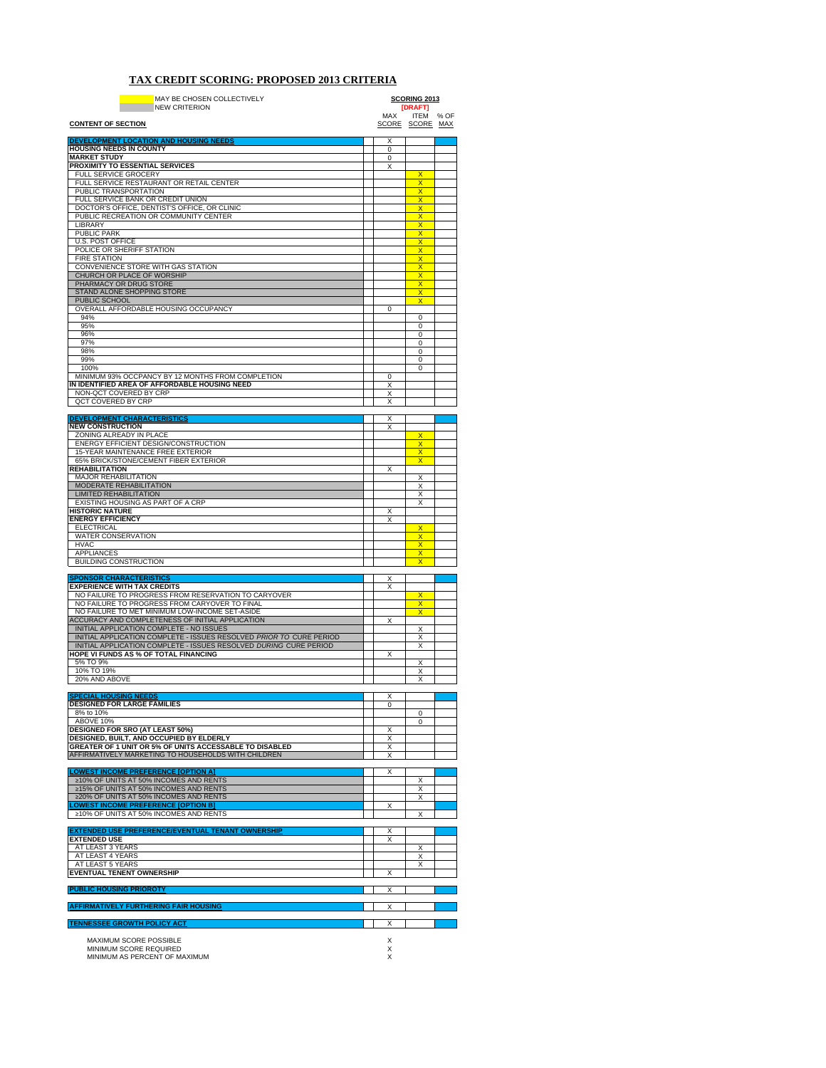# TAX CREDIT SCORING: PROPOSED 2013 CRITERIA

| | |
|---|---|
| (yellow) | MAY BE CHOSEN COLLECTIVELY |
| (gray) | NEW CRITERION |

| CONTENT OF SECTION | SCORING 2013 [DRAFT] MAX SCORE | ITEM SCORE | % OF MAX |
|---|---|---|---|
| **DEVELOPMENT LOCATION AND HOUSING NEEDS** | X | | |
| **HOUSING NEEDS IN COUNTY** | 0 | | |
| **MARKET STUDY** | 0 | | |
| **PROXIMITY TO ESSENTIAL SERVICES** | X | | |
| FULL SERVICE GROCERY | | X | |
| FULL SERVICE RESTAURANT OR RETAIL CENTER | | X | |
| PUBLIC TRANSPORTATION | | X | |
| FULL SERVICE BANK OR CREDIT UNION | | X | |
| DOCTOR'S OFFICE, DENTIST'S OFFICE, OR CLINIC | | X | |
| PUBLIC RECREATION OR COMMUNITY CENTER | | X | |
| LIBRARY | | X | |
| PUBLIC PARK | | X | |
| U.S. POST OFFICE | | X | |
| POLICE OR SHERIFF STATION | | X | |
| FIRE STATION | | X | |
| CONVENIENCE STORE WITH GAS STATION | | X | |
| CHURCH OR PLACE OF WORSHIP | | X | |
| PHARMACY OR DRUG STORE | | X | |
| STAND ALONE SHOPPING STORE | | X | |
| PUBLIC SCHOOL | | X | |
| OVERALL AFFORDABLE HOUSING OCCUPANCY | 0 | | |
| 94% | | 0 | |
| 95% | | 0 | |
| 96% | | 0 | |
| 97% | | 0 | |
| 98% | | 0 | |
| 99% | | 0 | |
| 100% | | 0 | |
| MINIMUM 93% OCCPANCY BY 12 MONTHS FROM COMPLETION | 0 | | |
| **IN IDENTIFIED AREA OF AFFORDABLE HOUSING NEED** | X | | |
| NON-QCT COVERED BY CRP | X | | |
| QCT COVERED BY CRP | X | | |
| **DEVELOPMENT CHARACTERISTICS** | X | | |
| **NEW CONSTRUCTION** | X | | |
| ZONING ALREADY IN PLACE | | X | |
| ENERGY EFFICIENT DESIGN/CONSTRUCTION | | X | |
| 15-YEAR MAINTENANCE FREE EXTERIOR | | X | |
| 65% BRICK/STONE/CEMENT FIBER EXTERIOR | | X | |
| **REHABILITATION** | X | | |
| MAJOR REHABILITATION | | X | |
| MODERATE REHABILITATION | | X | |
| LIMITED REHABILITATION | | X | |
| EXISTING HOUSING AS PART OF A CRP | | X | |
| **HISTORIC NATURE** | X | | |
| **ENERGY EFFICIENCY** | X | | |
| ELECTRICAL | | X | |
| WATER CONSERVATION | | X | |
| HVAC | | X | |
| APPLIANCES | | X | |
| BUILDING CONSTRUCTION | | X | |
| **SPONSOR CHARACTERISTICS** | X | | |
| **EXPERIENCE WITH TAX CREDITS** | X | | |
| NO FAILURE TO PROGRESS FROM RESERVATION TO CARYOVER | | X | |
| NO FAILURE TO PROGRESS FROM CARYOVER TO FINAL | | X | |
| NO FAILURE TO MET MINIMUM LOW-INCOME SET-ASIDE | | X | |
| ACCURACY AND COMPLETENESS OF INITIAL APPLICATION | X | | |
| INITIAL APPLICATION COMPLETE - NO ISSUES | | X | |
| INITIAL APPLICATION COMPLETE - ISSUES RESOLVED *PRIOR TO* CURE PERIOD | | X | |
| INITIAL APPLICATION COMPLETE - ISSUES RESOLVED *DURING* CURE PERIOD | | X | |
| **HOPE VI FUNDS AS % OF TOTAL FINANCING** | X | | |
| 5% TO 9% | | X | |
| 10% TO 19% | | X | |
| 20% AND ABOVE | | X | |
| **SPECIAL HOUSING NEEDS** | X | | |
| **DESIGNED FOR LARGE FAMILIES** | 0 | | |
| 8% to 10% | | 0 | |
| ABOVE 10% | | 0 | |
| **DESIGNED FOR SRO (AT LEAST 50%)** | X | | |
| **DESIGNED, BUILT, AND OCCUPIED BY ELDERLY** | X | | |
| **GREATER OF 1 UNIT OR 5% OF UNITS ACCESSABLE TO DISABLED** | X | | |
| AFFIRMATIVELY MARKETING TO HOUSEHOLDS WITH CHILDREN | X | | |
| **LOWEST INCOME PREFERENCE [OPTION A]** | X | | |
| ≥10% OF UNITS AT 50% INCOMES AND RENTS | | X | |
| ≥15% OF UNITS AT 50% INCOMES AND RENTS | | X | |
| ≥20% OF UNITS AT 50% INCOMES AND RENTS | | X | |
| **LOWEST INCOME PREFERENCE [OPTION B]** | X | | |
| ≥10% OF UNITS AT 50% INCOMES AND RENTS | | X | |
| **EXTENDED USE PREFERENCE/EVENTUAL TENANT OWNERSHIP** | X | | |
| **EXTENDED USE** | X | | |
| AT LEAST 3 YEARS | | X | |
| AT LEAST 4 YEARS | | X | |
| AT LEAST 5 YEARS | | X | |
| **EVENTUAL TENENT OWNERSHIP** | X | | |
| **PUBLIC HOUSING PRIOROTY** | X | | |
| **AFFIRMATIVELY FURTHERING FAIR HOUSING** | X | | |
| **TENNESSEE GROWTH POLICY ACT** | X | | |
| MAXIMUM SCORE POSSIBLE | X | | |
| MINIMUM SCORE REQUIRED | X | | |
| MINIMUM AS PERCENT OF MAXIMUM | X | | |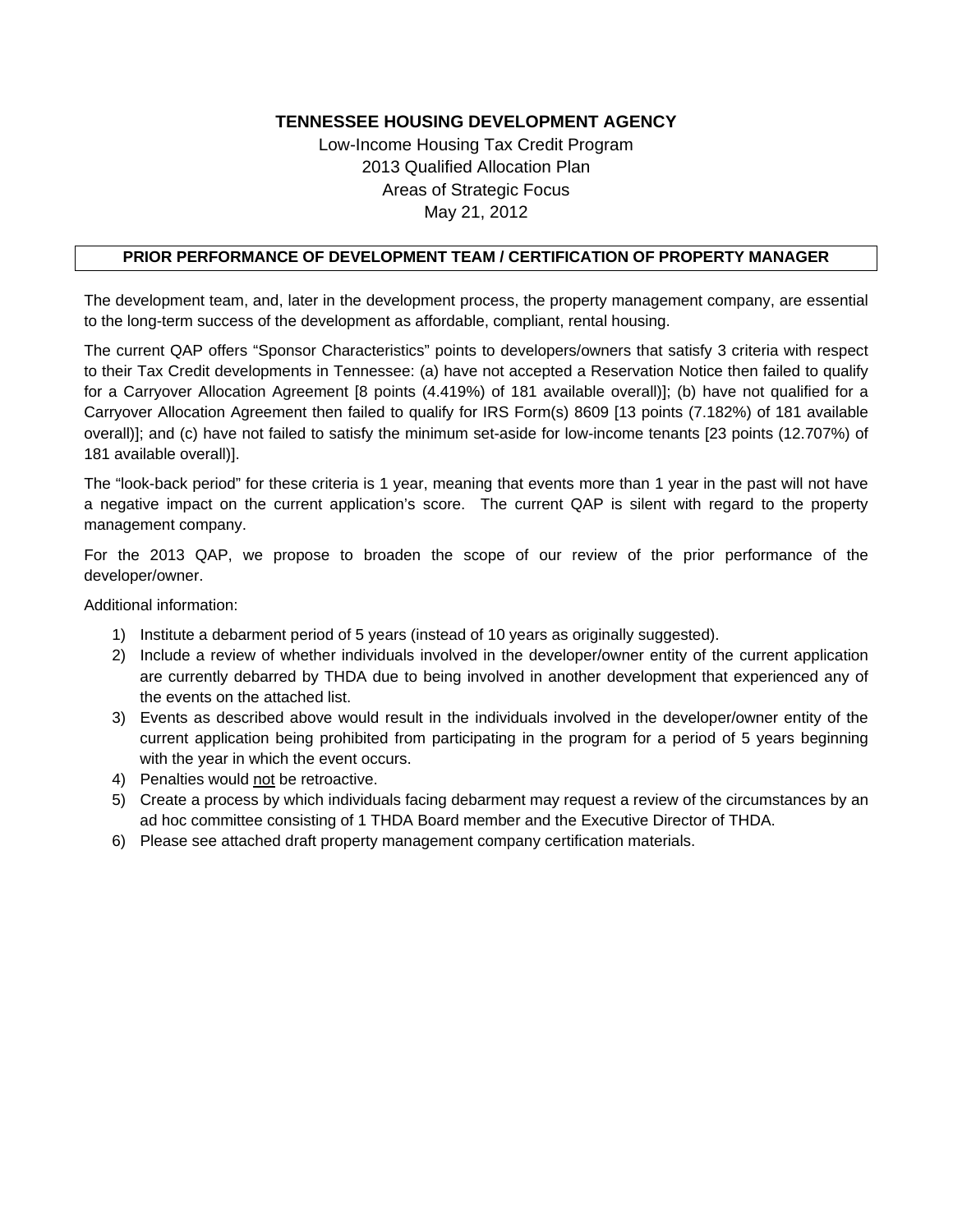**TENNESSEE HOUSING DEVELOPMENT AGENCY**

Low-Income Housing Tax Credit Program
2013 Qualified Allocation Plan
Areas of Strategic Focus
May 21, 2012

## PRIOR PERFORMANCE OF DEVELOPMENT TEAM / CERTIFICATION OF PROPERTY MANAGER

The development team, and, later in the development process, the property management company, are essential to the long-term success of the development as affordable, compliant, rental housing.

The current QAP offers "Sponsor Characteristics" points to developers/owners that satisfy 3 criteria with respect to their Tax Credit developments in Tennessee: (a) have not accepted a Reservation Notice then failed to qualify for a Carryover Allocation Agreement [8 points (4.419%) of 181 available overall)]; (b) have not qualified for a Carryover Allocation Agreement then failed to qualify for IRS Form(s) 8609 [13 points (7.182%) of 181 available overall)]; and (c) have not failed to satisfy the minimum set-aside for low-income tenants [23 points (12.707%) of 181 available overall)].

The "look-back period" for these criteria is 1 year, meaning that events more than 1 year in the past will not have a negative impact on the current application's score. The current QAP is silent with regard to the property management company.

For the 2013 QAP, we propose to broaden the scope of our review of the prior performance of the developer/owner.

Additional information:

1) Institute a debarment period of 5 years (instead of 10 years as originally suggested).
2) Include a review of whether individuals involved in the developer/owner entity of the current application are currently debarred by THDA due to being involved in another development that experienced any of the events on the attached list.
3) Events as described above would result in the individuals involved in the developer/owner entity of the current application being prohibited from participating in the program for a period of 5 years beginning with the year in which the event occurs.
4) Penalties would <u>not</u> be retroactive.
5) Create a process by which individuals facing debarment may request a review of the circumstances by an ad hoc committee consisting of 1 THDA Board member and the Executive Director of THDA.
6) Please see attached draft property management company certification materials.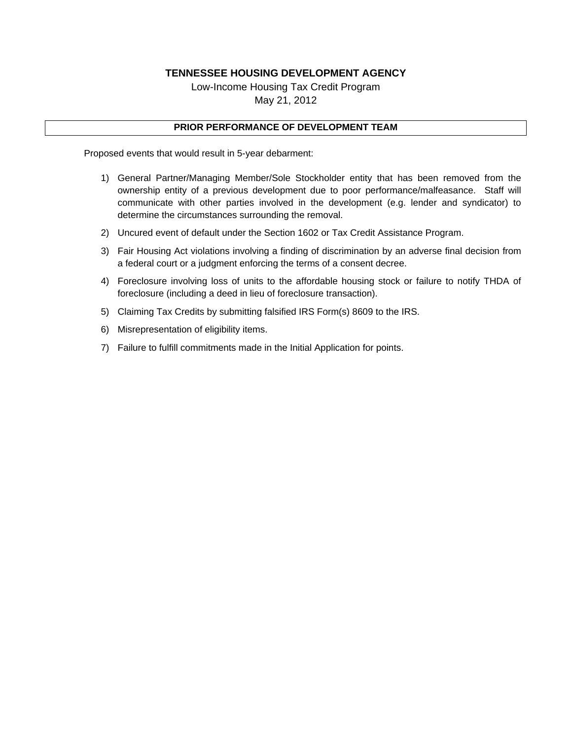**TENNESSEE HOUSING DEVELOPMENT AGENCY**

Low-Income Housing Tax Credit Program

May 21, 2012

## PRIOR PERFORMANCE OF DEVELOPMENT TEAM

Proposed events that would result in 5-year debarment:

1) General Partner/Managing Member/Sole Stockholder entity that has been removed from the ownership entity of a previous development due to poor performance/malfeasance. Staff will communicate with other parties involved in the development (e.g. lender and syndicator) to determine the circumstances surrounding the removal.
2) Uncured event of default under the Section 1602 or Tax Credit Assistance Program.
3) Fair Housing Act violations involving a finding of discrimination by an adverse final decision from a federal court or a judgment enforcing the terms of a consent decree.
4) Foreclosure involving loss of units to the affordable housing stock or failure to notify THDA of foreclosure (including a deed in lieu of foreclosure transaction).
5) Claiming Tax Credits by submitting falsified IRS Form(s) 8609 to the IRS.
6) Misrepresentation of eligibility items.
7) Failure to fulfill commitments made in the Initial Application for points.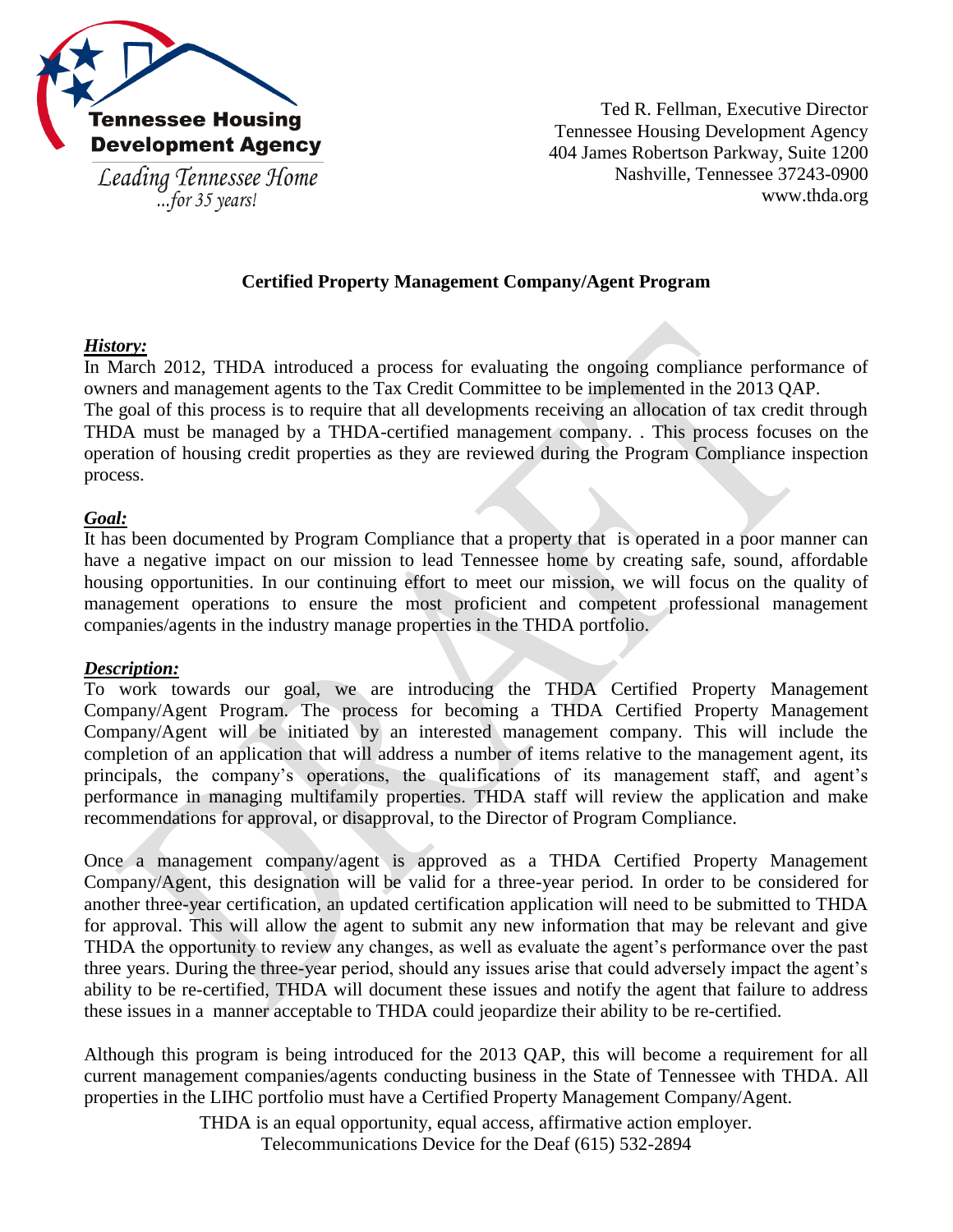Tennessee Housing Development Agency

*Leading Tennessee Home ...for 35 years!*

Ted R. Fellman, Executive Director
Tennessee Housing Development Agency
404 James Robertson Parkway, Suite 1200
Nashville, Tennessee 37243-0900
www.thda.org

**Certified Property Management Company/Agent Program**

***History:***

In March 2012, THDA introduced a process for evaluating the ongoing compliance performance of owners and management agents to the Tax Credit Committee to be implemented in the 2013 QAP.
The goal of this process is to require that all developments receiving an allocation of tax credit through THDA must be managed by a THDA-certified management company. . This process focuses on the operation of housing credit properties as they are reviewed during the Program Compliance inspection process.

***Goal:***

It has been documented by Program Compliance that a property that is operated in a poor manner can have a negative impact on our mission to lead Tennessee home by creating safe, sound, affordable housing opportunities. In our continuing effort to meet our mission, we will focus on the quality of management operations to ensure the most proficient and competent professional management companies/agents in the industry manage properties in the THDA portfolio.

***Description:***

To work towards our goal, we are introducing the THDA Certified Property Management Company/Agent Program. The process for becoming a THDA Certified Property Management Company/Agent will be initiated by an interested management company. This will include the completion of an application that will address a number of items relative to the management agent, its principals, the company's operations, the qualifications of its management staff, and agent's performance in managing multifamily properties. THDA staff will review the application and make recommendations for approval, or disapproval, to the Director of Program Compliance.

Once a management company/agent is approved as a THDA Certified Property Management Company/Agent, this designation will be valid for a three-year period. In order to be considered for another three-year certification, an updated certification application will need to be submitted to THDA for approval. This will allow the agent to submit any new information that may be relevant and give THDA the opportunity to review any changes, as well as evaluate the agent's performance over the past three years. During the three-year period, should any issues arise that could adversely impact the agent's ability to be re-certified, THDA will document these issues and notify the agent that failure to address these issues in a manner acceptable to THDA could jeopardize their ability to be re-certified.

Although this program is being introduced for the 2013 QAP, this will become a requirement for all current management companies/agents conducting business in the State of Tennessee with THDA. All properties in the LIHC portfolio must have a Certified Property Management Company/Agent.

THDA is an equal opportunity, equal access, affirmative action employer.
Telecommunications Device for the Deaf (615) 532-2894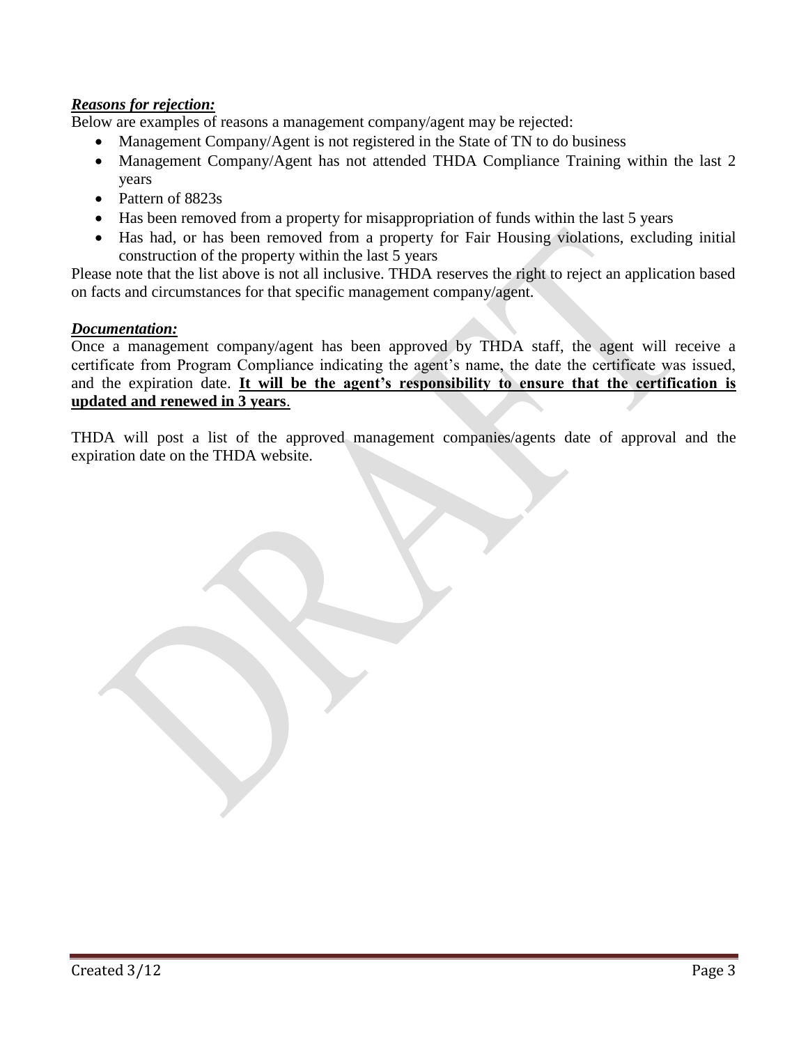***Reasons for rejection:***

Below are examples of reasons a management company/agent may be rejected:

- Management Company/Agent is not registered in the State of TN to do business
- Management Company/Agent has not attended THDA Compliance Training within the last 2 years
- Pattern of 8823s
- Has been removed from a property for misappropriation of funds within the last 5 years
- Has had, or has been removed from a property for Fair Housing violations, excluding initial construction of the property within the last 5 years

Please note that the list above is not all inclusive. THDA reserves the right to reject an application based on facts and circumstances for that specific management company/agent.

***Documentation:***

Once a management company/agent has been approved by THDA staff, the agent will receive a certificate from Program Compliance indicating the agent's name, the date the certificate was issued, and the expiration date. **It will be the agent's responsibility to ensure that the certification is updated and renewed in 3 years**.

THDA will post a list of the approved management companies/agents date of approval and the expiration date on the THDA website.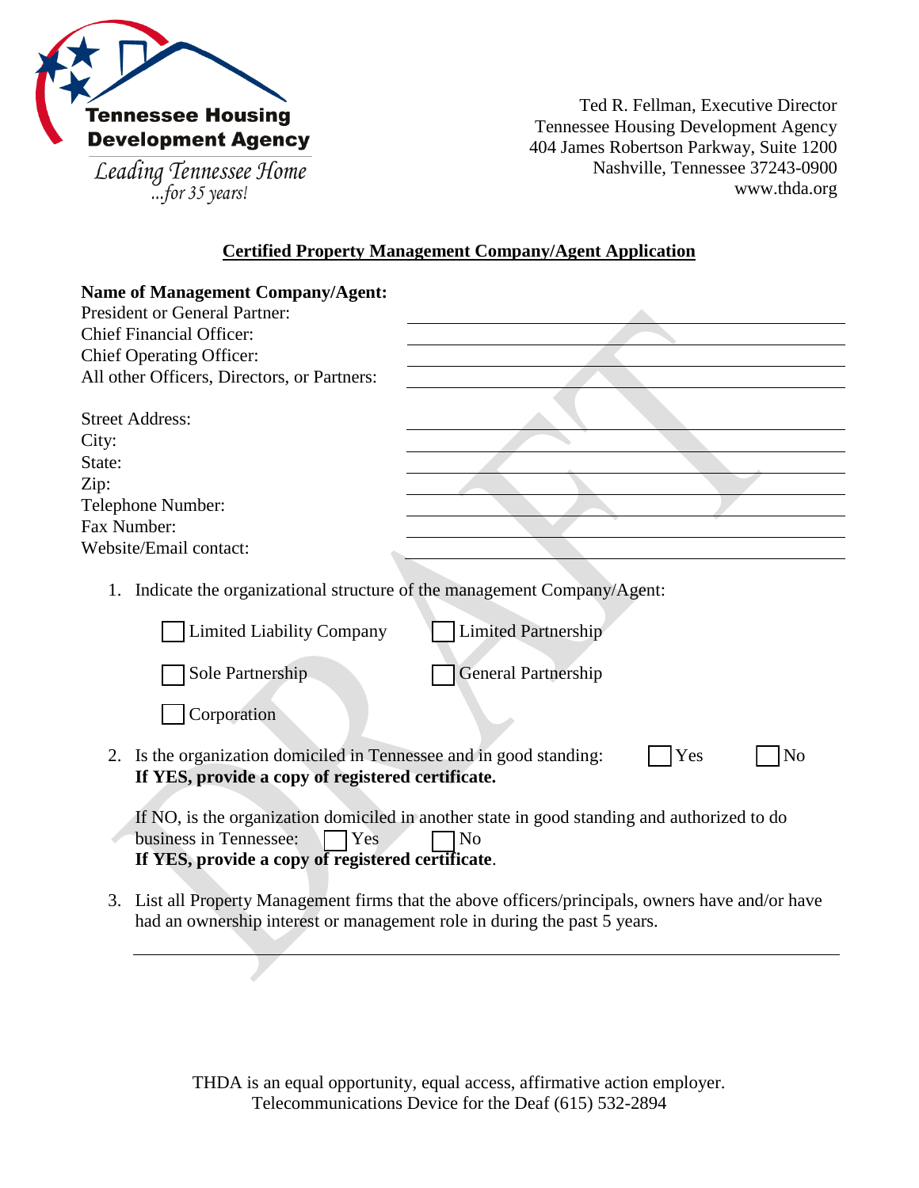Tennessee Housing Development Agency

*Leading Tennessee Home ...for 35 years!*

Ted R. Fellman, Executive Director
Tennessee Housing Development Agency
404 James Robertson Parkway, Suite 1200
Nashville, Tennessee 37243-0900
www.thda.org

## Certified Property Management Company/Agent Application

**Name of Management Company/Agent:**

President or General Partner: ______________________

Chief Financial Officer: ______________________

Chief Operating Officer: ______________________

All other Officers, Directors, or Partners: ______________________

Street Address: ______________________

City: ______________________

State: ______________________

Zip: ______________________

Telephone Number: ______________________

Fax Number: ______________________

Website/Email contact: ______________________

1. Indicate the organizational structure of the management Company/Agent:

   ☐ Limited Liability Company ☐ Limited Partnership

   ☐ Sole Partnership ☐ General Partnership

   ☐ Corporation

2. Is the organization domiciled in Tennessee and in good standing: ☐ Yes ☐ No
   **If YES, provide a copy of registered certificate.**

   If NO, is the organization domiciled in another state in good standing and authorized to do business in Tennessee: ☐ Yes ☐ No
   **If YES, provide a copy of registered certificate**.

3. List all Property Management firms that the above officers/principals, owners have and/or have had an ownership interest or management role in during the past 5 years.

   ______________________

THDA is an equal opportunity, equal access, affirmative action employer.
Telecommunications Device for the Deaf (615) 532-2894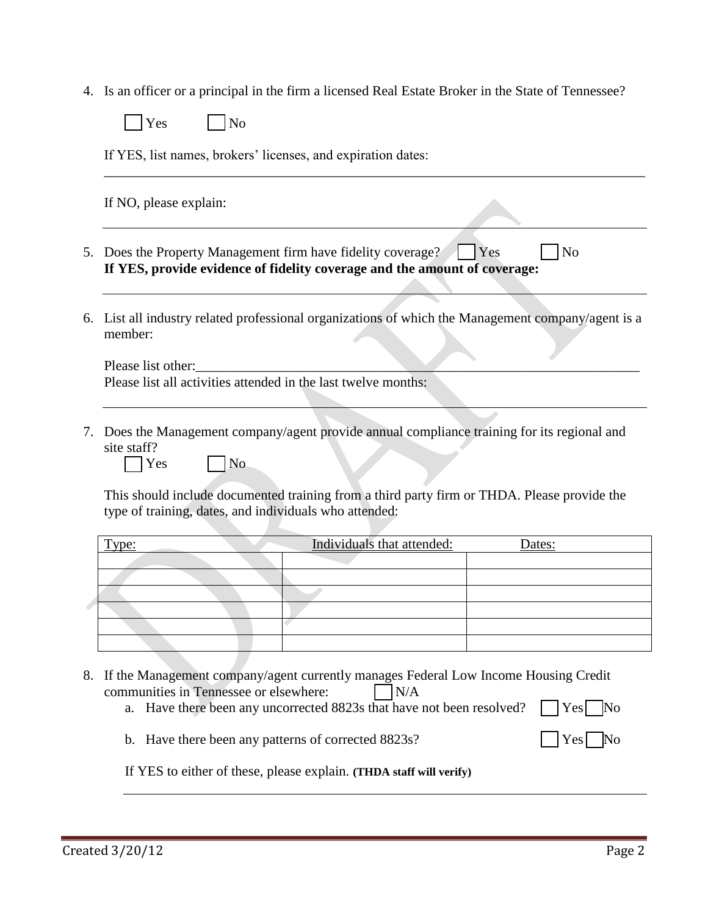4. Is an officer or a principal in the firm a licensed Real Estate Broker in the State of Tennessee?

   ☐ Yes ☐ No

   If YES, list names, brokers' licenses, and expiration dates:

   ______________________________________________________________________________

   If NO, please explain:

   ______________________________________________________________________________

5. Does the Property Management firm have fidelity coverage? ☐ Yes ☐ No
   **If YES, provide evidence of fidelity coverage and the amount of coverage:**

   ______________________________________________________________________________

6. List all industry related professional organizations of which the Management company/agent is a member:

   Please list other:_______________________________________________________________
   Please list all activities attended in the last twelve months:

   ______________________________________________________________________________

7. Does the Management company/agent provide annual compliance training for its regional and site staff?
   ☐ Yes ☐ No

   This should include documented training from a third party firm or THDA. Please provide the type of training, dates, and individuals who attended:

| Type: | Individuals that attended: | Dates: |
|---|---|---|
| | | |
| | | |
| | | |
| | | |
| | | |
| | | |

8. If the Management company/agent currently manages Federal Low Income Housing Credit communities in Tennessee or elsewhere: ☐ N/A
   a. Have there been any uncorrected 8823s that have not been resolved? ☐ Yes ☐ No

   b. Have there been any patterns of corrected 8823s? ☐ Yes ☐ No

   If YES to either of these, please explain. **(THDA staff will verify)**

   ______________________________________________________________________________

Created 3/20/12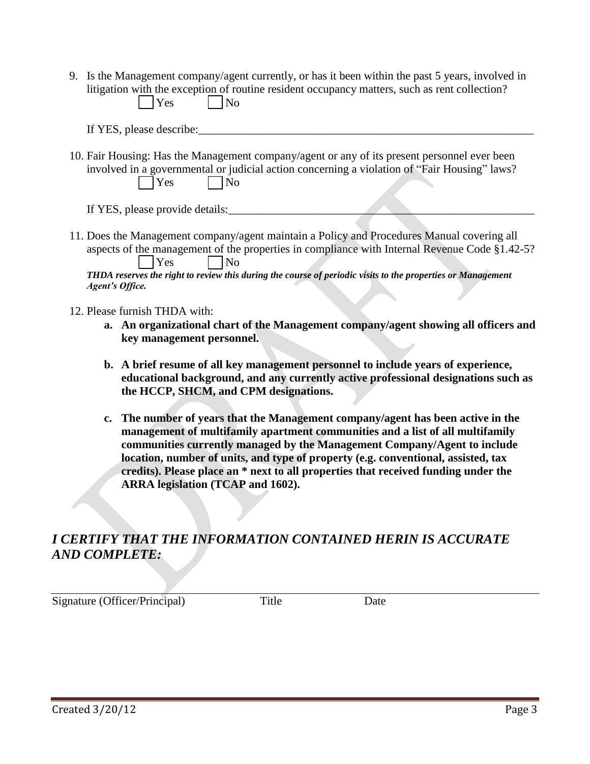9. Is the Management company/agent currently, or has it been within the past 5 years, involved in litigation with the exception of routine resident occupancy matters, such as rent collection?

   ☐ Yes ☐ No

   If YES, please describe:_______________________________________________________

10. Fair Housing: Has the Management company/agent or any of its present personnel ever been involved in a governmental or judicial action concerning a violation of "Fair Housing" laws?

    ☐ Yes ☐ No

    If YES, please provide details:_________________________________________________

11. Does the Management company/agent maintain a Policy and Procedures Manual covering all aspects of the management of the properties in compliance with Internal Revenue Code §1.42-5?

    ☐ Yes ☐ No

    ***THDA reserves the right to review this during the course of periodic visits to the properties or Management Agent's Office.***

12. Please furnish THDA with:
    a. **An organizational chart of the Management company/agent showing all officers and key management personnel.**
    b. **A brief resume of all key management personnel to include years of experience, educational background, and any currently active professional designations such as the HCCP, SHCM, and CPM designations.**
    c. **The number of years that the Management company/agent has been active in the management of multifamily apartment communities and a list of all multifamily communities currently managed by the Management Company/Agent to include location, number of units, and type of property (e.g. conventional, assisted, tax credits). Please place an * next to all properties that received funding under the ARRA legislation (TCAP and 1602).**

## *I CERTIFY THAT THE INFORMATION CONTAINED HERIN IS ACCURATE AND COMPLETE:*

___________________________________________________________________

Signature (Officer/Principal) Title Date

Created 3/20/12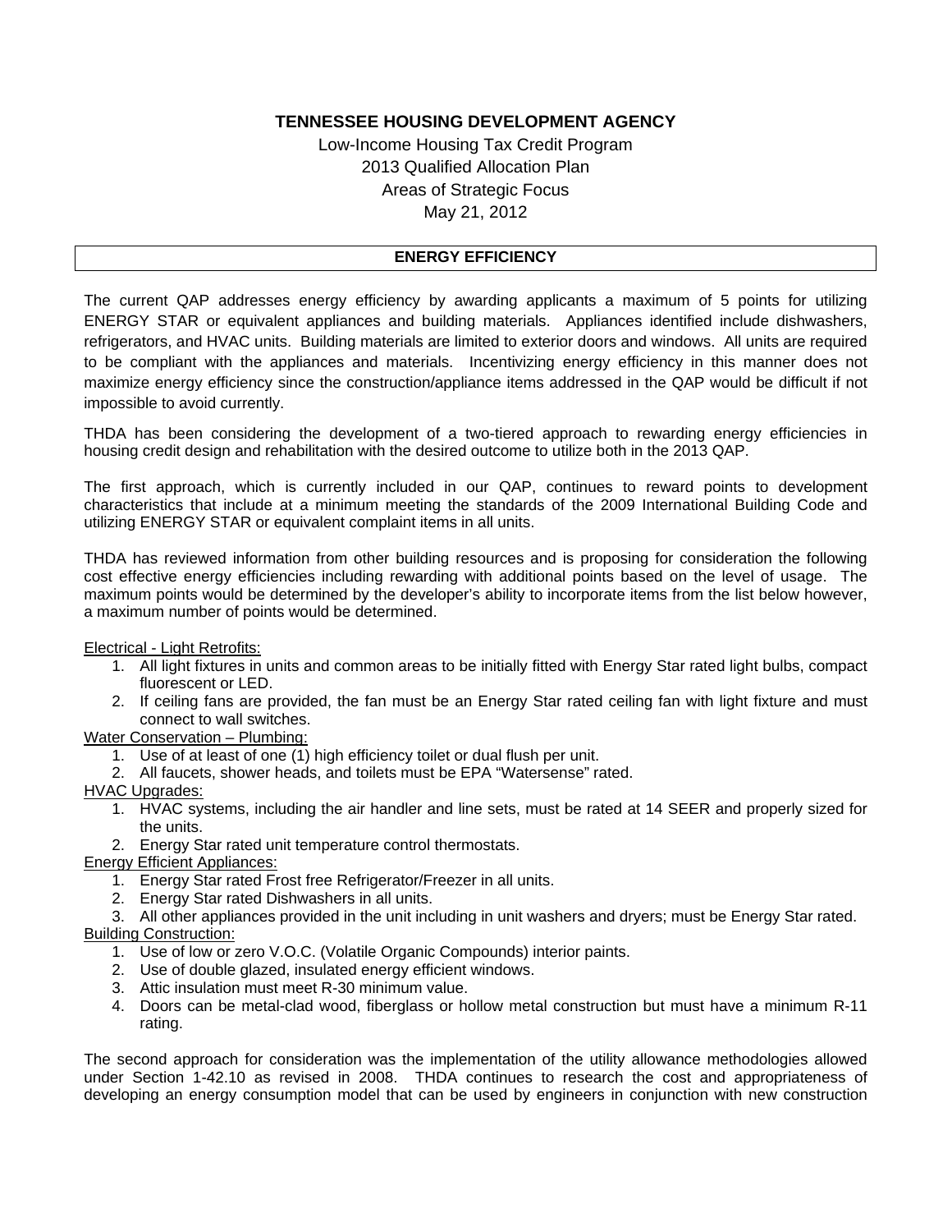**TENNESSEE HOUSING DEVELOPMENT AGENCY**

Low-Income Housing Tax Credit Program
2013 Qualified Allocation Plan
Areas of Strategic Focus
May 21, 2012

## ENERGY EFFICIENCY

The current QAP addresses energy efficiency by awarding applicants a maximum of 5 points for utilizing ENERGY STAR or equivalent appliances and building materials. Appliances identified include dishwashers, refrigerators, and HVAC units. Building materials are limited to exterior doors and windows. All units are required to be compliant with the appliances and materials. Incentivizing energy efficiency in this manner does not maximize energy efficiency since the construction/appliance items addressed in the QAP would be difficult if not impossible to avoid currently.

THDA has been considering the development of a two-tiered approach to rewarding energy efficiencies in housing credit design and rehabilitation with the desired outcome to utilize both in the 2013 QAP.

The first approach, which is currently included in our QAP, continues to reward points to development characteristics that include at a minimum meeting the standards of the 2009 International Building Code and utilizing ENERGY STAR or equivalent complaint items in all units.

THDA has reviewed information from other building resources and is proposing for consideration the following cost effective energy efficiencies including rewarding with additional points based on the level of usage. The maximum points would be determined by the developer's ability to incorporate items from the list below however, a maximum number of points would be determined.

Electrical - Light Retrofits:

1. All light fixtures in units and common areas to be initially fitted with Energy Star rated light bulbs, compact fluorescent or LED.
2. If ceiling fans are provided, the fan must be an Energy Star rated ceiling fan with light fixture and must connect to wall switches.

Water Conservation – Plumbing:

1. Use of at least of one (1) high efficiency toilet or dual flush per unit.
2. All faucets, shower heads, and toilets must be EPA "Watersense" rated.

HVAC Upgrades:

1. HVAC systems, including the air handler and line sets, must be rated at 14 SEER and properly sized for the units.
2. Energy Star rated unit temperature control thermostats.

Energy Efficient Appliances:

1. Energy Star rated Frost free Refrigerator/Freezer in all units.
2. Energy Star rated Dishwashers in all units.
3. All other appliances provided in the unit including in unit washers and dryers; must be Energy Star rated.

Building Construction:

1. Use of low or zero V.O.C. (Volatile Organic Compounds) interior paints.
2. Use of double glazed, insulated energy efficient windows.
3. Attic insulation must meet R-30 minimum value.
4. Doors can be metal-clad wood, fiberglass or hollow metal construction but must have a minimum R-11 rating.

The second approach for consideration was the implementation of the utility allowance methodologies allowed under Section 1-42.10 as revised in 2008. THDA continues to research the cost and appropriateness of developing an energy consumption model that can be used by engineers in conjunction with new construction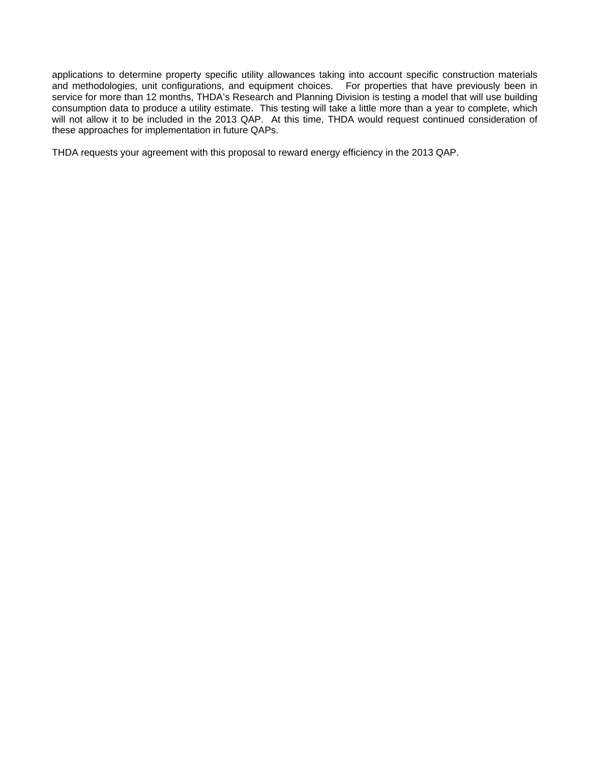applications to determine property specific utility allowances taking into account specific construction materials and methodologies, unit configurations, and equipment choices. For properties that have previously been in service for more than 12 months, THDA's Research and Planning Division is testing a model that will use building consumption data to produce a utility estimate. This testing will take a little more than a year to complete, which will not allow it to be included in the 2013 QAP. At this time, THDA would request continued consideration of these approaches for implementation in future QAPs.

THDA requests your agreement with this proposal to reward energy efficiency in the 2013 QAP.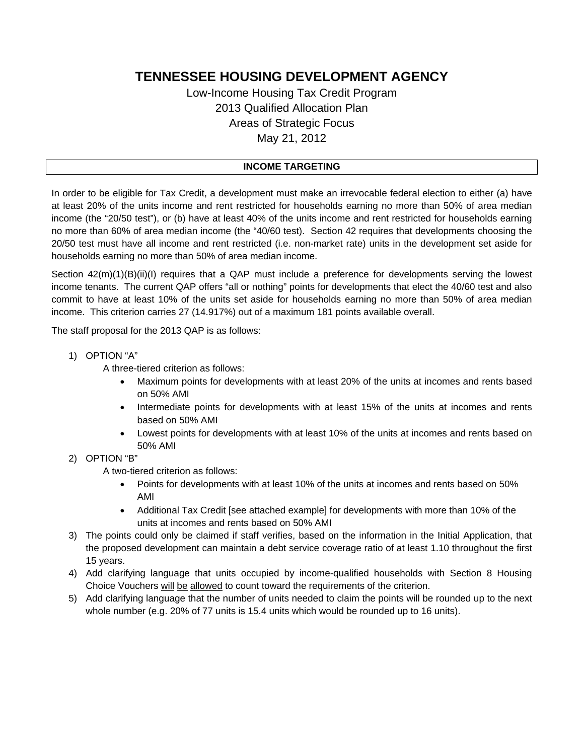# TENNESSEE HOUSING DEVELOPMENT AGENCY

Low-Income Housing Tax Credit Program
2013 Qualified Allocation Plan
Areas of Strategic Focus
May 21, 2012

## INCOME TARGETING

In order to be eligible for Tax Credit, a development must make an irrevocable federal election to either (a) have at least 20% of the units income and rent restricted for households earning no more than 50% of area median income (the "20/50 test"), or (b) have at least 40% of the units income and rent restricted for households earning no more than 60% of area median income (the "40/60 test). Section 42 requires that developments choosing the 20/50 test must have all income and rent restricted (i.e. non-market rate) units in the development set aside for households earning no more than 50% of area median income.

Section 42(m)(1)(B)(ii)(I) requires that a QAP must include a preference for developments serving the lowest income tenants. The current QAP offers "all or nothing" points for developments that elect the 40/60 test and also commit to have at least 10% of the units set aside for households earning no more than 50% of area median income. This criterion carries 27 (14.917%) out of a maximum 181 points available overall.

The staff proposal for the 2013 QAP is as follows:

1) OPTION "A"

   A three-tiered criterion as follows:

   - Maximum points for developments with at least 20% of the units at incomes and rents based on 50% AMI
   - Intermediate points for developments with at least 15% of the units at incomes and rents based on 50% AMI
   - Lowest points for developments with at least 10% of the units at incomes and rents based on 50% AMI

2) OPTION "B"

   A two-tiered criterion as follows:

   - Points for developments with at least 10% of the units at incomes and rents based on 50% AMI
   - Additional Tax Credit [see attached example] for developments with more than 10% of the units at incomes and rents based on 50% AMI

3) The points could only be claimed if staff verifies, based on the information in the Initial Application, that the proposed development can maintain a debt service coverage ratio of at least 1.10 throughout the first 15 years.
4) Add clarifying language that units occupied by income-qualified households with Section 8 Housing Choice Vouchers will be allowed to count toward the requirements of the criterion.
5) Add clarifying language that the number of units needed to claim the points will be rounded up to the next whole number (e.g. 20% of 77 units is 15.4 units which would be rounded up to 16 units).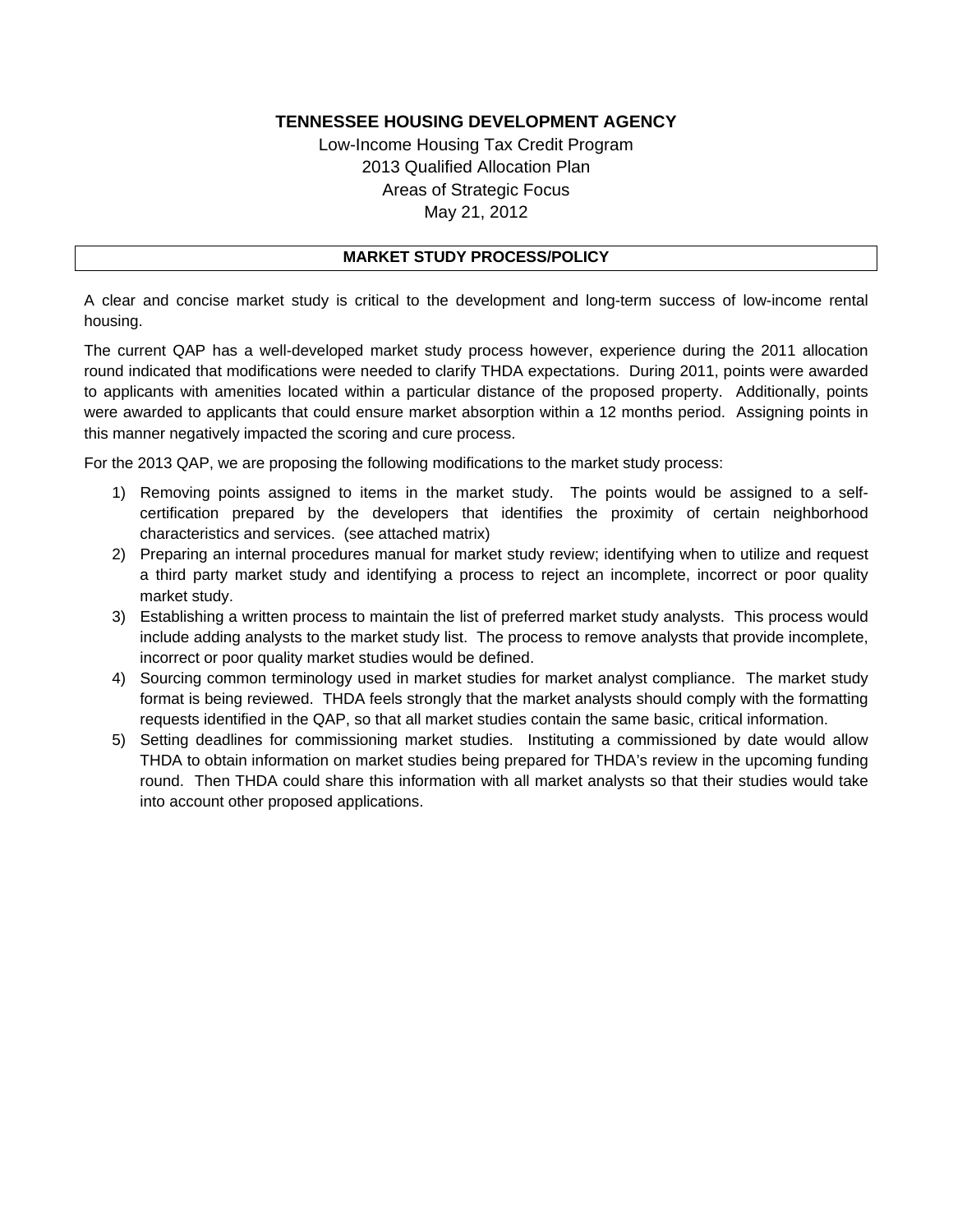**TENNESSEE HOUSING DEVELOPMENT AGENCY**

Low-Income Housing Tax Credit Program
2013 Qualified Allocation Plan
Areas of Strategic Focus
May 21, 2012

## MARKET STUDY PROCESS/POLICY

A clear and concise market study is critical to the development and long-term success of low-income rental housing.

The current QAP has a well-developed market study process however, experience during the 2011 allocation round indicated that modifications were needed to clarify THDA expectations. During 2011, points were awarded to applicants with amenities located within a particular distance of the proposed property. Additionally, points were awarded to applicants that could ensure market absorption within a 12 months period. Assigning points in this manner negatively impacted the scoring and cure process.

For the 2013 QAP, we are proposing the following modifications to the market study process:

1) Removing points assigned to items in the market study. The points would be assigned to a self-certification prepared by the developers that identifies the proximity of certain neighborhood characteristics and services. (see attached matrix)
2) Preparing an internal procedures manual for market study review; identifying when to utilize and request a third party market study and identifying a process to reject an incomplete, incorrect or poor quality market study.
3) Establishing a written process to maintain the list of preferred market study analysts. This process would include adding analysts to the market study list. The process to remove analysts that provide incomplete, incorrect or poor quality market studies would be defined.
4) Sourcing common terminology used in market studies for market analyst compliance. The market study format is being reviewed. THDA feels strongly that the market analysts should comply with the formatting requests identified in the QAP, so that all market studies contain the same basic, critical information.
5) Setting deadlines for commissioning market studies. Instituting a commissioned by date would allow THDA to obtain information on market studies being prepared for THDA's review in the upcoming funding round. Then THDA could share this information with all market analysts so that their studies would take into account other proposed applications.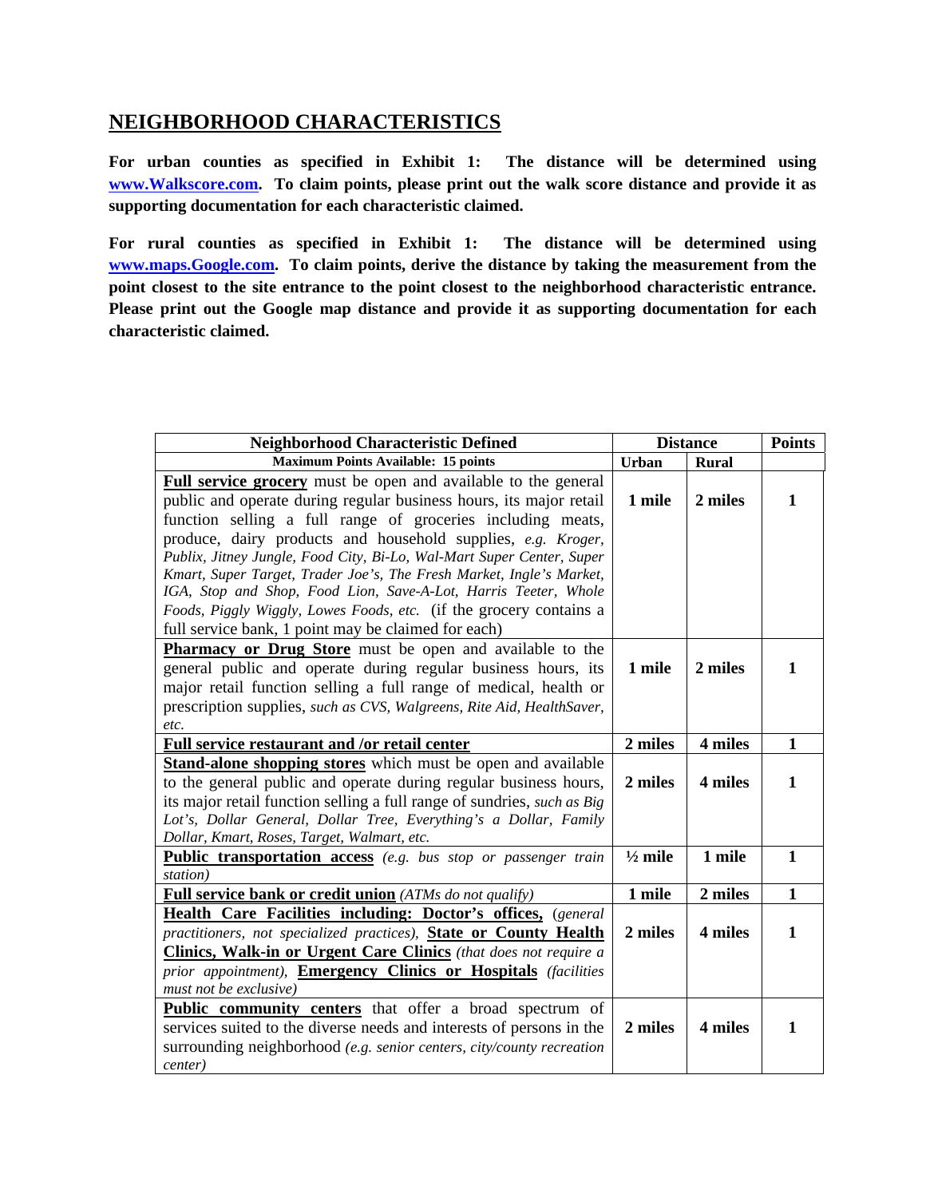## NEIGHBORHOOD CHARACTERISTICS

**For urban counties as specified in Exhibit 1: The distance will be determined using [www.Walkscore.com](http://www.Walkscore.com). To claim points, please print out the walk score distance and provide it as supporting documentation for each characteristic claimed.**

**For rural counties as specified in Exhibit 1: The distance will be determined using [www.maps.Google.com](http://www.maps.Google.com). To claim points, derive the distance by taking the measurement from the point closest to the site entrance to the point closest to the neighborhood characteristic entrance. Please print out the Google map distance and provide it as supporting documentation for each characteristic claimed.**

| Neighborhood Characteristic Defined | Distance | | Points |
|---|---|---|---|
| **Maximum Points Available: 15 points** | **Urban** | **Rural** | |
| **Full service grocery** must be open and available to the general public and operate during regular business hours, its major retail function selling a full range of groceries including meats, produce, dairy products and household supplies, *e.g. Kroger, Publix, Jitney Jungle, Food City, Bi-Lo, Wal-Mart Super Center, Super Kmart, Super Target, Trader Joe's, The Fresh Market, Ingle's Market, IGA, Stop and Shop, Food Lion, Save-A-Lot, Harris Teeter, Whole Foods, Piggly Wiggly, Lowes Foods, etc.* (if the grocery contains a full service bank, 1 point may be claimed for each) | **1 mile** | **2 miles** | **1** |
| **Pharmacy or Drug Store** must be open and available to the general public and operate during regular business hours, its major retail function selling a full range of medical, health or prescription supplies, *such as CVS, Walgreens, Rite Aid, HealthSaver, etc.* | **1 mile** | **2 miles** | **1** |
| **Full service restaurant and /or retail center** | **2 miles** | **4 miles** | **1** |
| **Stand-alone shopping stores** which must be open and available to the general public and operate during regular business hours, its major retail function selling a full range of sundries, *such as Big Lot's, Dollar General, Dollar Tree, Everything's a Dollar, Family Dollar, Kmart, Roses, Target, Walmart, etc.* | **2 miles** | **4 miles** | **1** |
| **Public transportation access** *(e.g. bus stop or passenger train station)* | **½ mile** | **1 mile** | **1** |
| **Full service bank or credit union** *(ATMs do not qualify)* | **1 mile** | **2 miles** | **1** |
| **Health Care Facilities including: Doctor's offices,** *(general practitioners, not specialized practices),* **State or County Health Clinics, Walk-in or Urgent Care Clinics** *(that does not require a prior appointment),* **Emergency Clinics or Hospitals** *(facilities must not be exclusive)* | **2 miles** | **4 miles** | **1** |
| **Public community centers** that offer a broad spectrum of services suited to the diverse needs and interests of persons in the surrounding neighborhood *(e.g. senior centers, city/county recreation center)* | **2 miles** | **4 miles** | **1** |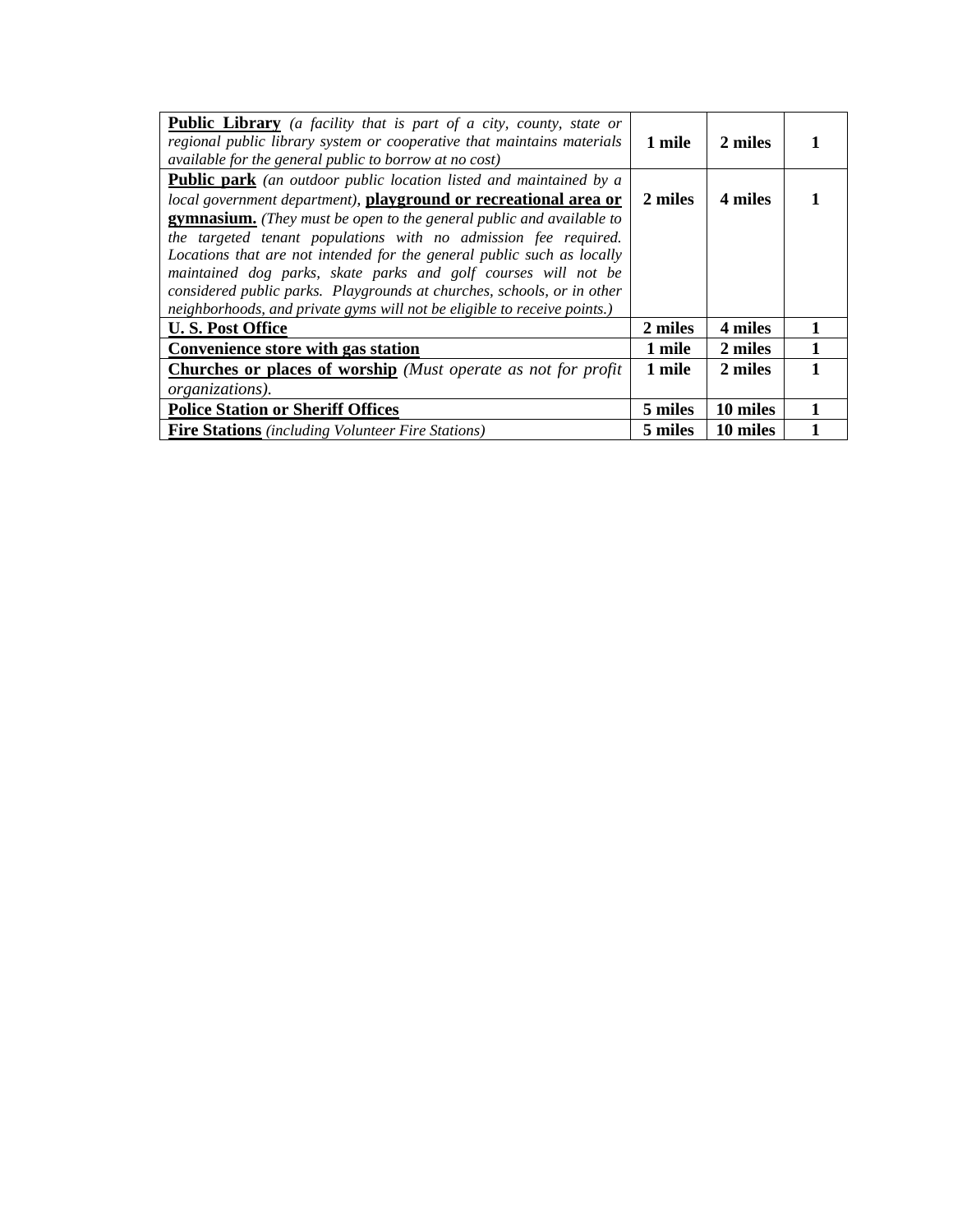| | | | |
|---|---|---|---|
| **Public Library** *(a facility that is part of a city, county, state or regional public library system or cooperative that maintains materials available for the general public to borrow at no cost)* | **1 mile** | **2 miles** | **1** |
| **Public park** *(an outdoor public location listed and maintained by a local government department)*, **playground or recreational area or gymnasium.** *(They must be open to the general public and available to the targeted tenant populations with no admission fee required. Locations that are not intended for the general public such as locally maintained dog parks, skate parks and golf courses will not be considered public parks. Playgrounds at churches, schools, or in other neighborhoods, and private gyms will not be eligible to receive points.)* | **2 miles** | **4 miles** | **1** |
| **U. S. Post Office** | **2 miles** | **4 miles** | **1** |
| **Convenience store with gas station** | **1 mile** | **2 miles** | **1** |
| **Churches or places of worship** *(Must operate as not for profit organizations).* | **1 mile** | **2 miles** | **1** |
| **Police Station or Sheriff Offices** | **5 miles** | **10 miles** | **1** |
| **Fire Stations** *(including Volunteer Fire Stations)* | **5 miles** | **10 miles** | **1** |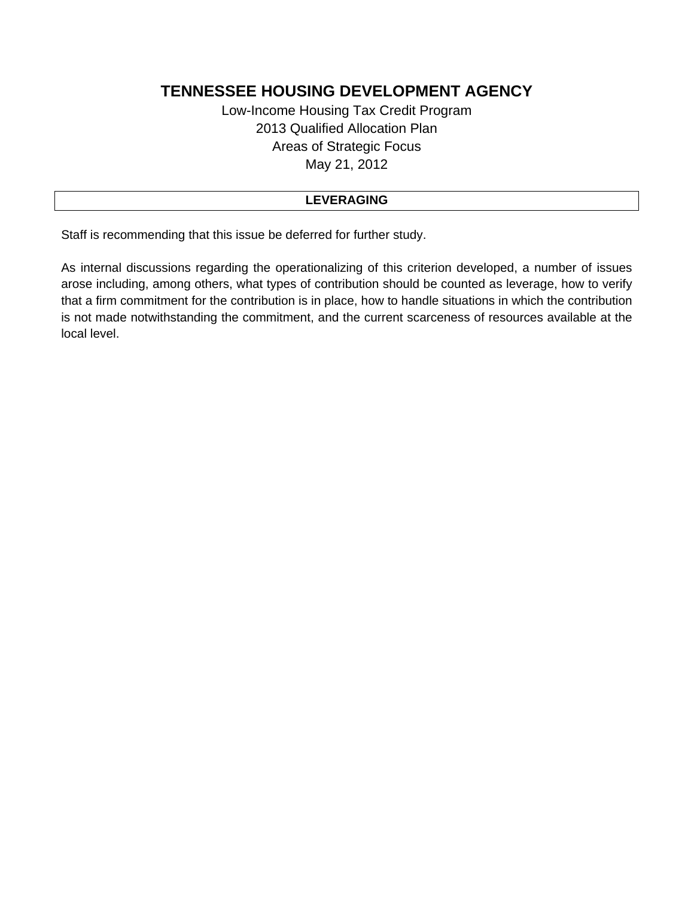# TENNESSEE HOUSING DEVELOPMENT AGENCY

Low-Income Housing Tax Credit Program
2013 Qualified Allocation Plan
Areas of Strategic Focus
May 21, 2012

## LEVERAGING

Staff is recommending that this issue be deferred for further study.

As internal discussions regarding the operationalizing of this criterion developed, a number of issues arose including, among others, what types of contribution should be counted as leverage, how to verify that a firm commitment for the contribution is in place, how to handle situations in which the contribution is not made notwithstanding the commitment, and the current scarceness of resources available at the local level.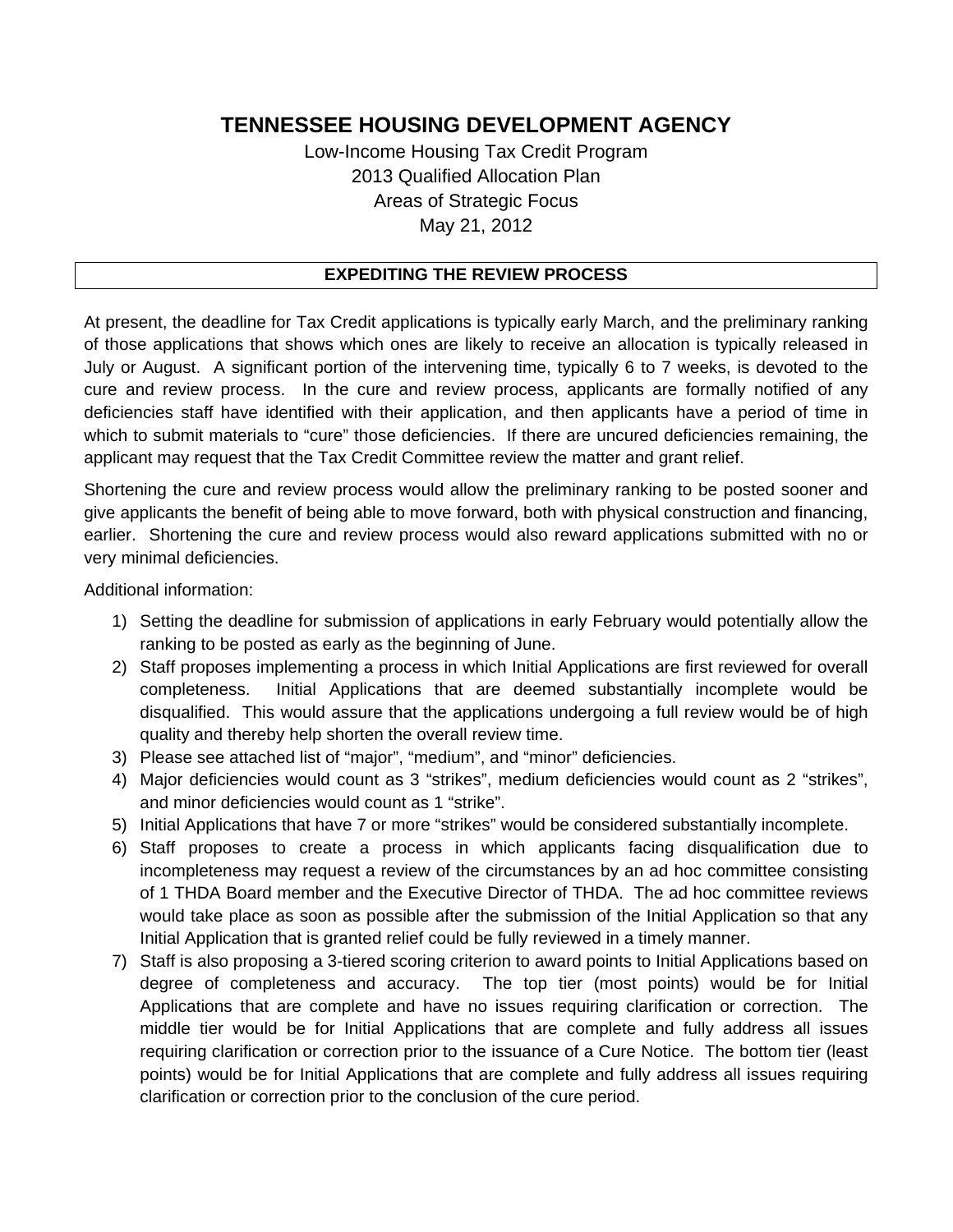# TENNESSEE HOUSING DEVELOPMENT AGENCY

Low-Income Housing Tax Credit Program
2013 Qualified Allocation Plan
Areas of Strategic Focus
May 21, 2012

## EXPEDITING THE REVIEW PROCESS

At present, the deadline for Tax Credit applications is typically early March, and the preliminary ranking of those applications that shows which ones are likely to receive an allocation is typically released in July or August. A significant portion of the intervening time, typically 6 to 7 weeks, is devoted to the cure and review process. In the cure and review process, applicants are formally notified of any deficiencies staff have identified with their application, and then applicants have a period of time in which to submit materials to "cure" those deficiencies. If there are uncured deficiencies remaining, the applicant may request that the Tax Credit Committee review the matter and grant relief.

Shortening the cure and review process would allow the preliminary ranking to be posted sooner and give applicants the benefit of being able to move forward, both with physical construction and financing, earlier. Shortening the cure and review process would also reward applications submitted with no or very minimal deficiencies.

Additional information:

1) Setting the deadline for submission of applications in early February would potentially allow the ranking to be posted as early as the beginning of June.
2) Staff proposes implementing a process in which Initial Applications are first reviewed for overall completeness. Initial Applications that are deemed substantially incomplete would be disqualified. This would assure that the applications undergoing a full review would be of high quality and thereby help shorten the overall review time.
3) Please see attached list of "major", "medium", and "minor" deficiencies.
4) Major deficiencies would count as 3 "strikes", medium deficiencies would count as 2 "strikes", and minor deficiencies would count as 1 "strike".
5) Initial Applications that have 7 or more "strikes" would be considered substantially incomplete.
6) Staff proposes to create a process in which applicants facing disqualification due to incompleteness may request a review of the circumstances by an ad hoc committee consisting of 1 THDA Board member and the Executive Director of THDA. The ad hoc committee reviews would take place as soon as possible after the submission of the Initial Application so that any Initial Application that is granted relief could be fully reviewed in a timely manner.
7) Staff is also proposing a 3-tiered scoring criterion to award points to Initial Applications based on degree of completeness and accuracy. The top tier (most points) would be for Initial Applications that are complete and have no issues requiring clarification or correction. The middle tier would be for Initial Applications that are complete and fully address all issues requiring clarification or correction prior to the issuance of a Cure Notice. The bottom tier (least points) would be for Initial Applications that are complete and fully address all issues requiring clarification or correction prior to the conclusion of the cure period.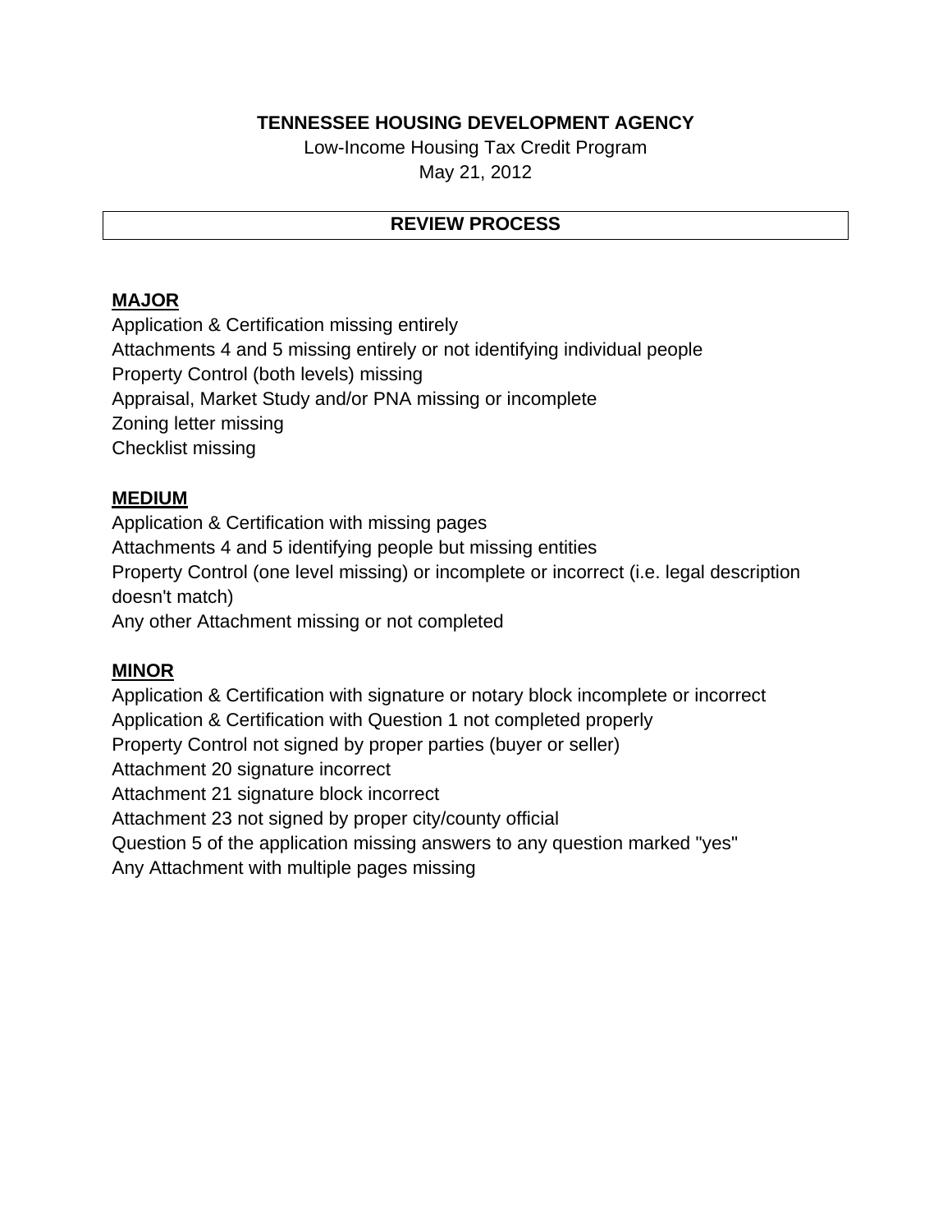**TENNESSEE HOUSING DEVELOPMENT AGENCY**

Low-Income Housing Tax Credit Program

May 21, 2012

## REVIEW PROCESS

### MAJOR

Application & Certification missing entirely

Attachments 4 and 5 missing entirely or not identifying individual people

Property Control (both levels) missing

Appraisal, Market Study and/or PNA missing or incomplete

Zoning letter missing

Checklist missing

### MEDIUM

Application & Certification with missing pages

Attachments 4 and 5 identifying people but missing entities

Property Control (one level missing) or incomplete or incorrect (i.e. legal description doesn't match)

Any other Attachment missing or not completed

### MINOR

Application & Certification with signature or notary block incomplete or incorrect

Application & Certification with Question 1 not completed properly

Property Control not signed by proper parties (buyer or seller)

Attachment 20 signature incorrect

Attachment 21 signature block incorrect

Attachment 23 not signed by proper city/county official

Question 5 of the application missing answers to any question marked "yes"

Any Attachment with multiple pages missing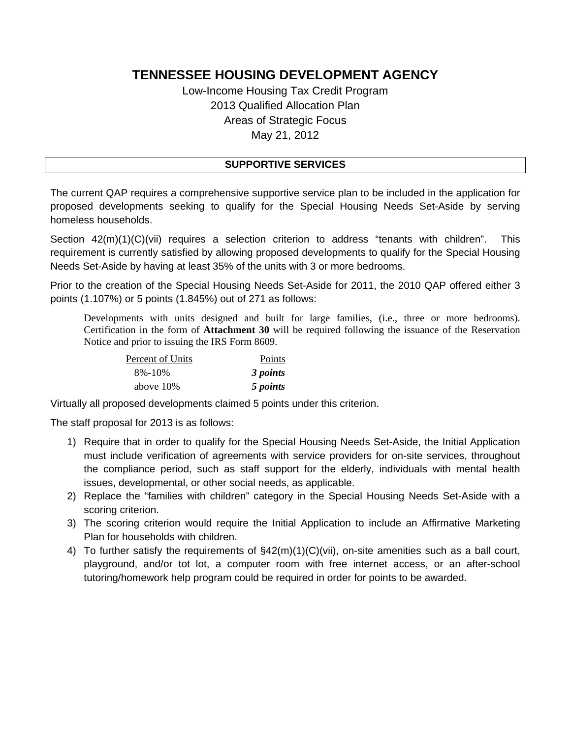# TENNESSEE HOUSING DEVELOPMENT AGENCY

Low-Income Housing Tax Credit Program
2013 Qualified Allocation Plan
Areas of Strategic Focus
May 21, 2012

## SUPPORTIVE SERVICES

The current QAP requires a comprehensive supportive service plan to be included in the application for proposed developments seeking to qualify for the Special Housing Needs Set-Aside by serving homeless households.

Section 42(m)(1)(C)(vii) requires a selection criterion to address "tenants with children". This requirement is currently satisfied by allowing proposed developments to qualify for the Special Housing Needs Set-Aside by having at least 35% of the units with 3 or more bedrooms.

Prior to the creation of the Special Housing Needs Set-Aside for 2011, the 2010 QAP offered either 3 points (1.107%) or 5 points (1.845%) out of 271 as follows:

> Developments with units designed and built for large families, (i.e., three or more bedrooms). Certification in the form of **Attachment 30** will be required following the issuance of the Reservation Notice and prior to issuing the IRS Form 8609.

| Percent of Units | Points |
|---|---|
| 8%-10% | ***3 points*** |
| above 10% | ***5 points*** |

Virtually all proposed developments claimed 5 points under this criterion.

The staff proposal for 2013 is as follows:

1) Require that in order to qualify for the Special Housing Needs Set-Aside, the Initial Application must include verification of agreements with service providers for on-site services, throughout the compliance period, such as staff support for the elderly, individuals with mental health issues, developmental, or other social needs, as applicable.
2) Replace the "families with children" category in the Special Housing Needs Set-Aside with a scoring criterion.
3) The scoring criterion would require the Initial Application to include an Affirmative Marketing Plan for households with children.
4) To further satisfy the requirements of §42(m)(1)(C)(vii), on-site amenities such as a ball court, playground, and/or tot lot, a computer room with free internet access, or an after-school tutoring/homework help program could be required in order for points to be awarded.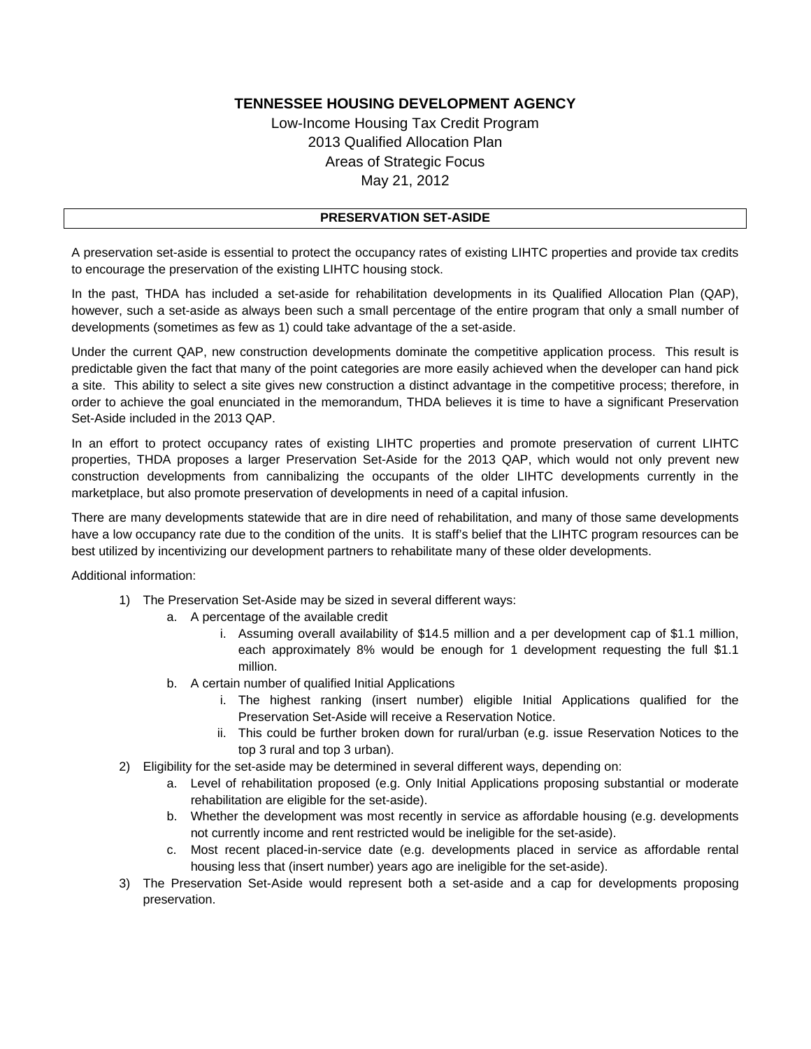**TENNESSEE HOUSING DEVELOPMENT AGENCY**

Low-Income Housing Tax Credit Program
2013 Qualified Allocation Plan
Areas of Strategic Focus
May 21, 2012

## PRESERVATION SET-ASIDE

A preservation set-aside is essential to protect the occupancy rates of existing LIHTC properties and provide tax credits to encourage the preservation of the existing LIHTC housing stock.

In the past, THDA has included a set-aside for rehabilitation developments in its Qualified Allocation Plan (QAP), however, such a set-aside as always been such a small percentage of the entire program that only a small number of developments (sometimes as few as 1) could take advantage of the a set-aside.

Under the current QAP, new construction developments dominate the competitive application process. This result is predictable given the fact that many of the point categories are more easily achieved when the developer can hand pick a site. This ability to select a site gives new construction a distinct advantage in the competitive process; therefore, in order to achieve the goal enunciated in the memorandum, THDA believes it is time to have a significant Preservation Set-Aside included in the 2013 QAP.

In an effort to protect occupancy rates of existing LIHTC properties and promote preservation of current LIHTC properties, THDA proposes a larger Preservation Set-Aside for the 2013 QAP, which would not only prevent new construction developments from cannibalizing the occupants of the older LIHTC developments currently in the marketplace, but also promote preservation of developments in need of a capital infusion.

There are many developments statewide that are in dire need of rehabilitation, and many of those same developments have a low occupancy rate due to the condition of the units. It is staff's belief that the LIHTC program resources can be best utilized by incentivizing our development partners to rehabilitate many of these older developments.

Additional information:

1) The Preservation Set-Aside may be sized in several different ways:
    a. A percentage of the available credit
        i. Assuming overall availability of $14.5 million and a per development cap of $1.1 million, each approximately 8% would be enough for 1 development requesting the full $1.1 million.
    b. A certain number of qualified Initial Applications
        i. The highest ranking (insert number) eligible Initial Applications qualified for the Preservation Set-Aside will receive a Reservation Notice.
        ii. This could be further broken down for rural/urban (e.g. issue Reservation Notices to the top 3 rural and top 3 urban).
2) Eligibility for the set-aside may be determined in several different ways, depending on:
    a. Level of rehabilitation proposed (e.g. Only Initial Applications proposing substantial or moderate rehabilitation are eligible for the set-aside).
    b. Whether the development was most recently in service as affordable housing (e.g. developments not currently income and rent restricted would be ineligible for the set-aside).
    c. Most recent placed-in-service date (e.g. developments placed in service as affordable rental housing less that (insert number) years ago are ineligible for the set-aside).
3) The Preservation Set-Aside would represent both a set-aside and a cap for developments proposing preservation.